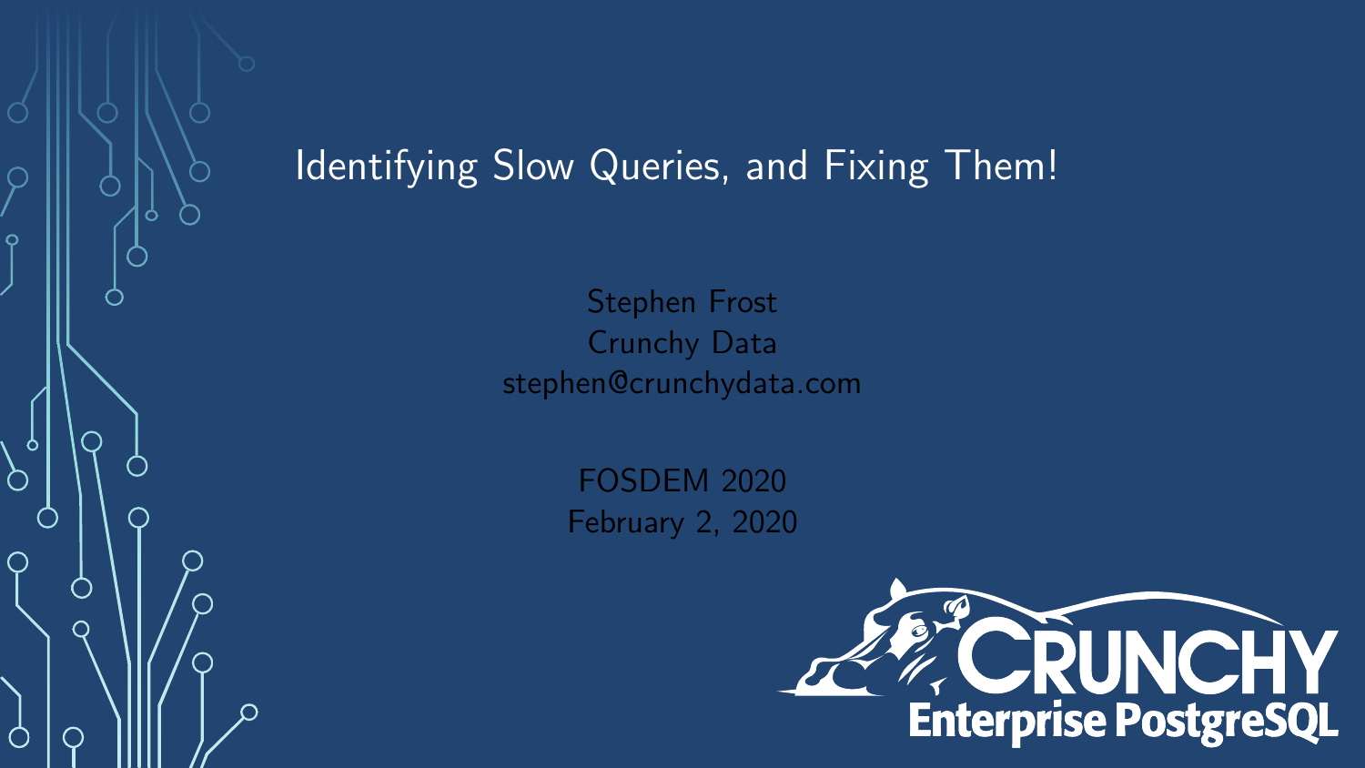# Identifying Slow Queries, and Fixing Them!

Stephen Frost
Crunchy Data
stephen@crunchydata.com

FOSDEM 2020
February 2, 2020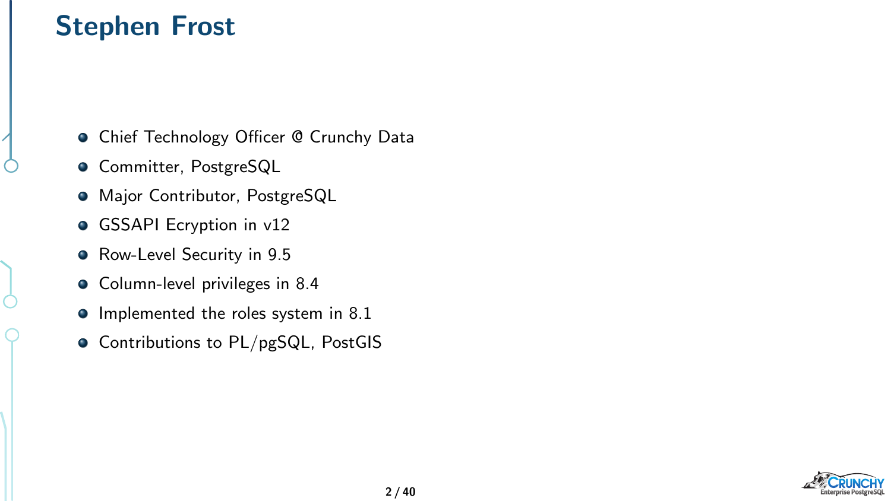# Stephen Frost

- Chief Technology Officer @ Crunchy Data
- Committer, PostgreSQL
- Major Contributor, PostgreSQL
- GSSAPI Ecryption in v12
- Row-Level Security in 9.5
- Column-level privileges in 8.4
- Implemented the roles system in 8.1
- Contributions to PL/pgSQL, PostGIS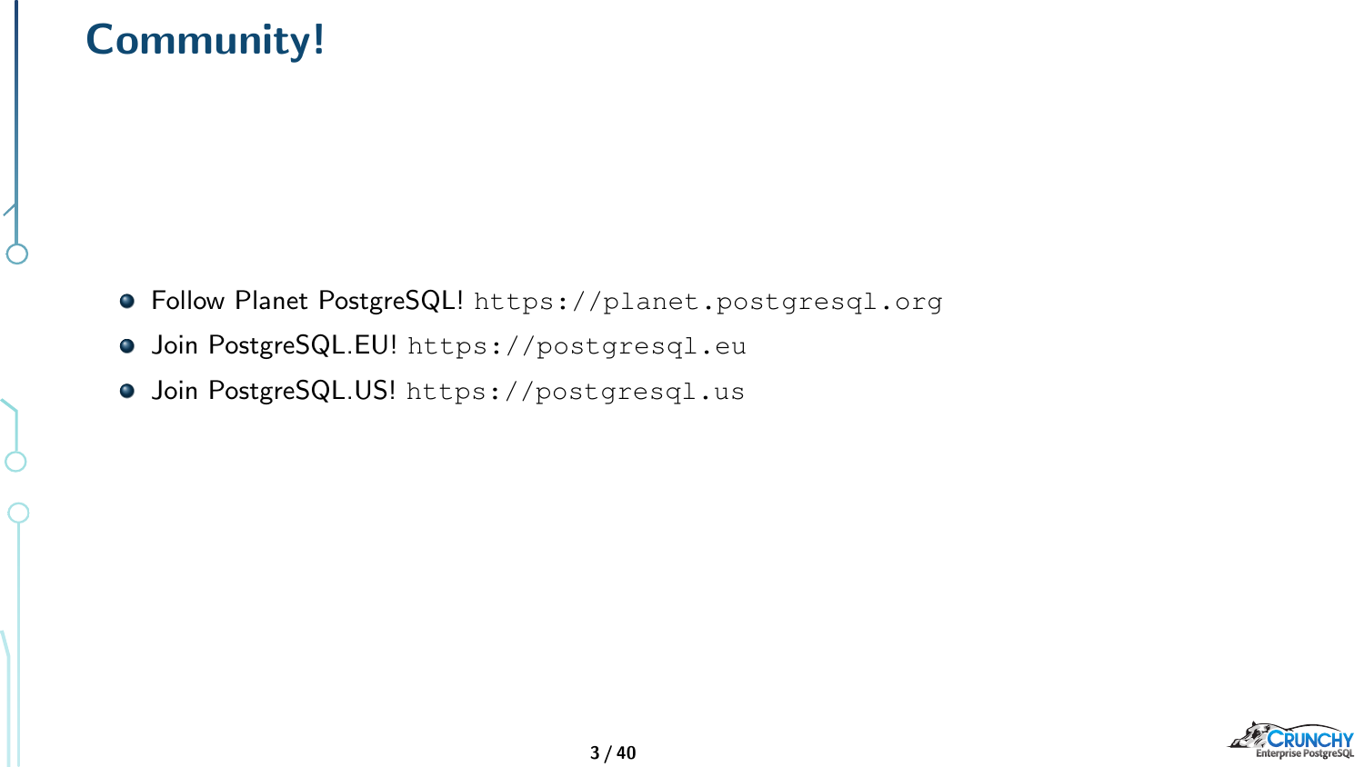# Community!

- Follow Planet PostgreSQL! `https://planet.postgresql.org`
- Join PostgreSQL.EU! `https://postgresql.eu`
- Join PostgreSQL.US! `https://postgresql.us`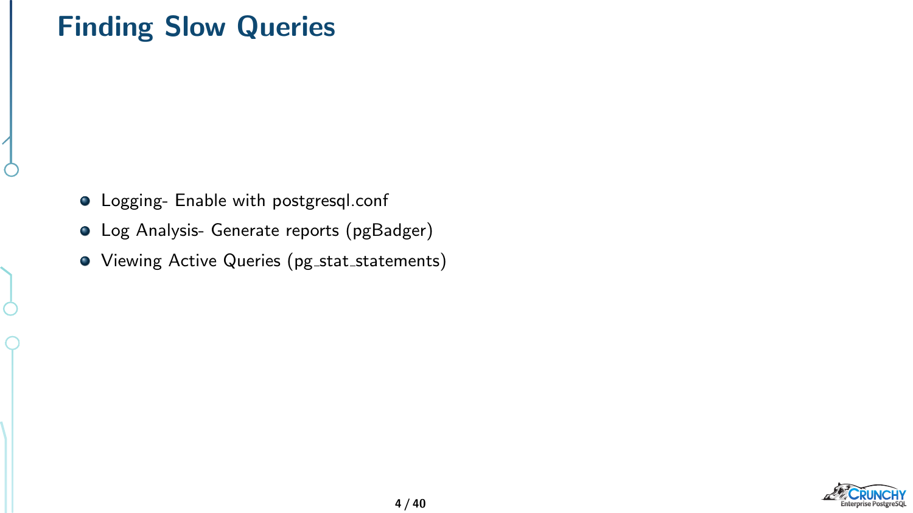# Finding Slow Queries

- Logging- Enable with postgresql.conf
- Log Analysis- Generate reports (pgBadger)
- Viewing Active Queries (pg_stat_statements)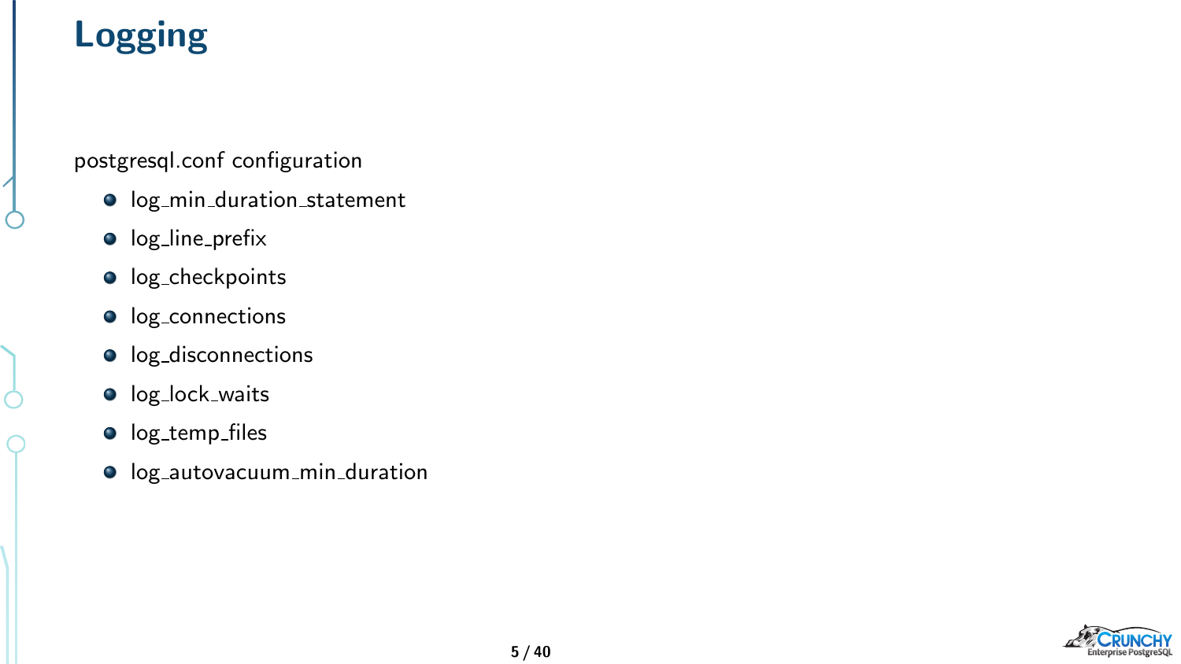# Logging

postgresql.conf configuration

- log_min_duration_statement
- log_line_prefix
- log_checkpoints
- log_connections
- log_disconnections
- log_lock_waits
- log_temp_files
- log_autovacuum_min_duration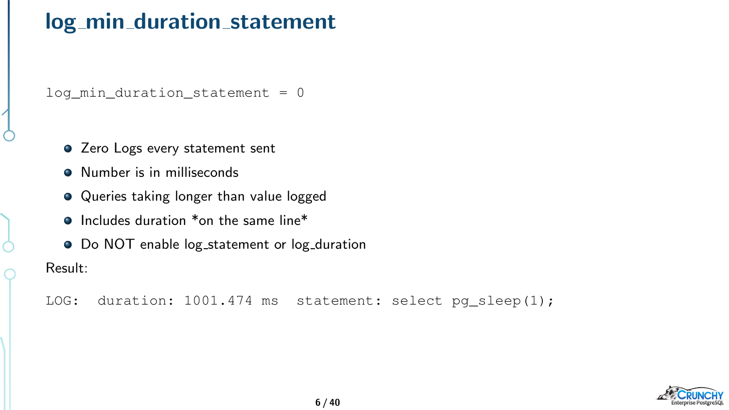# log_min_duration_statement

```
log_min_duration_statement = 0
```

- Zero Logs every statement sent
- Number is in milliseconds
- Queries taking longer than value logged
- Includes duration *on the same line*
- Do NOT enable log_statement or log_duration

Result:

```
LOG:  duration: 1001.474 ms  statement: select pg_sleep(1);
```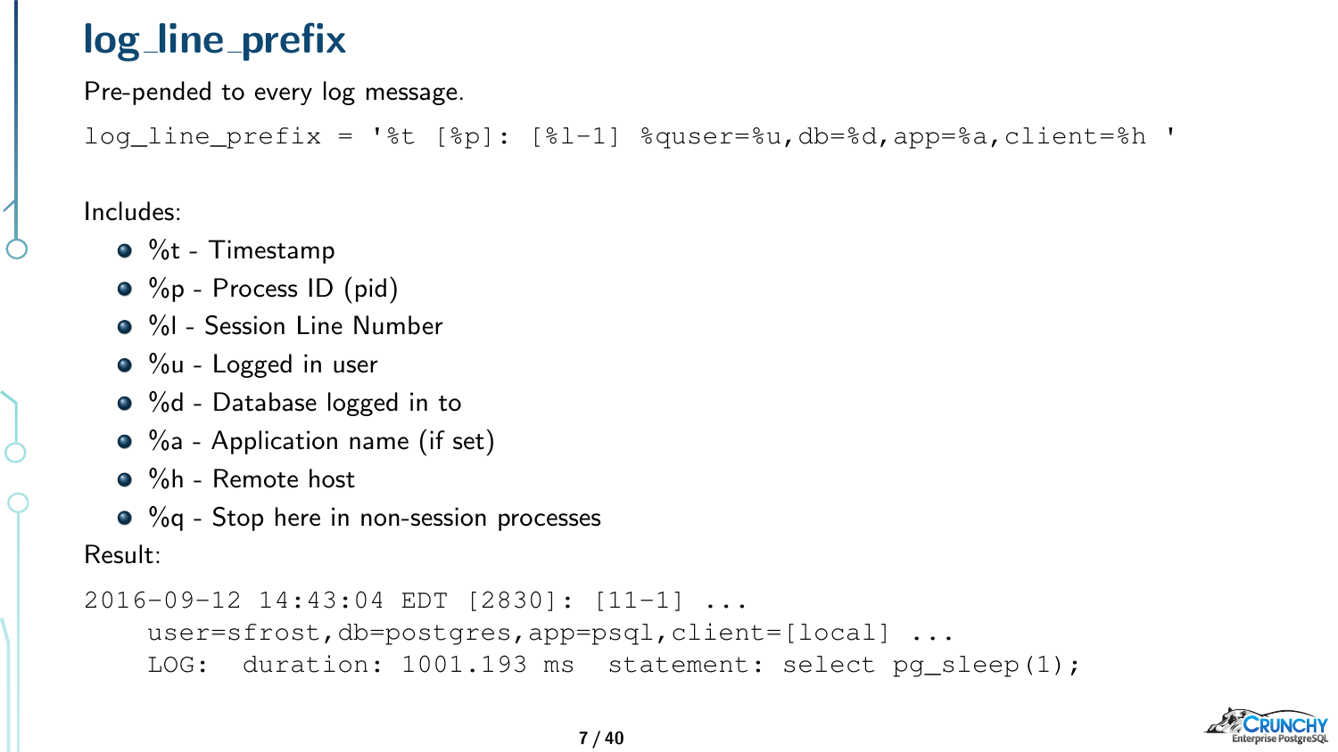# log_line_prefix

Pre-pended to every log message.

```
log_line_prefix = '%t [%p]: [%l-1] %quser=%u,db=%d,app=%a,client=%h '
```

Includes:

- %t - Timestamp
- %p - Process ID (pid)
- %l - Session Line Number
- %u - Logged in user
- %d - Database logged in to
- %a - Application name (if set)
- %h - Remote host
- %q - Stop here in non-session processes

Result:

```
2016-09-12 14:43:04 EDT [2830]: [11-1] ...
    user=sfrost,db=postgres,app=psql,client=[local] ...
    LOG:  duration: 1001.193 ms  statement: select pg_sleep(1);
```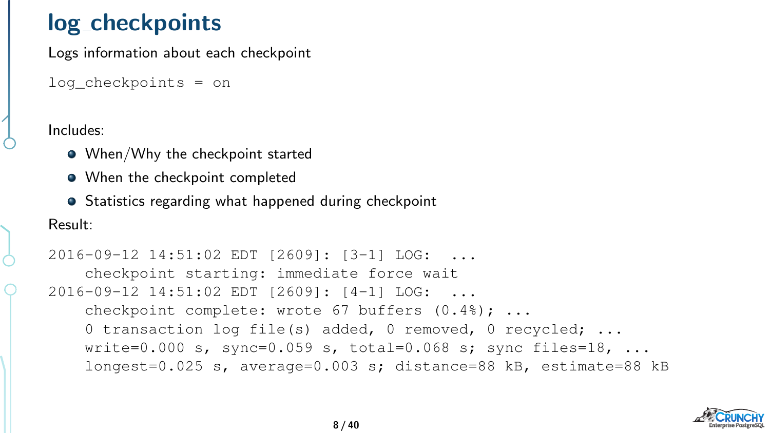# log_checkpoints

Logs information about each checkpoint

```
log_checkpoints = on
```

Includes:

- When/Why the checkpoint started
- When the checkpoint completed
- Statistics regarding what happened during checkpoint

Result:

```
2016-09-12 14:51:02 EDT [2609]: [3-1] LOG:  ...
    checkpoint starting: immediate force wait
2016-09-12 14:51:02 EDT [2609]: [4-1] LOG:  ...
    checkpoint complete: wrote 67 buffers (0.4%); ...
    0 transaction log file(s) added, 0 removed, 0 recycled; ...
    write=0.000 s, sync=0.059 s, total=0.068 s; sync files=18, ...
    longest=0.025 s, average=0.003 s; distance=88 kB, estimate=88 kB
```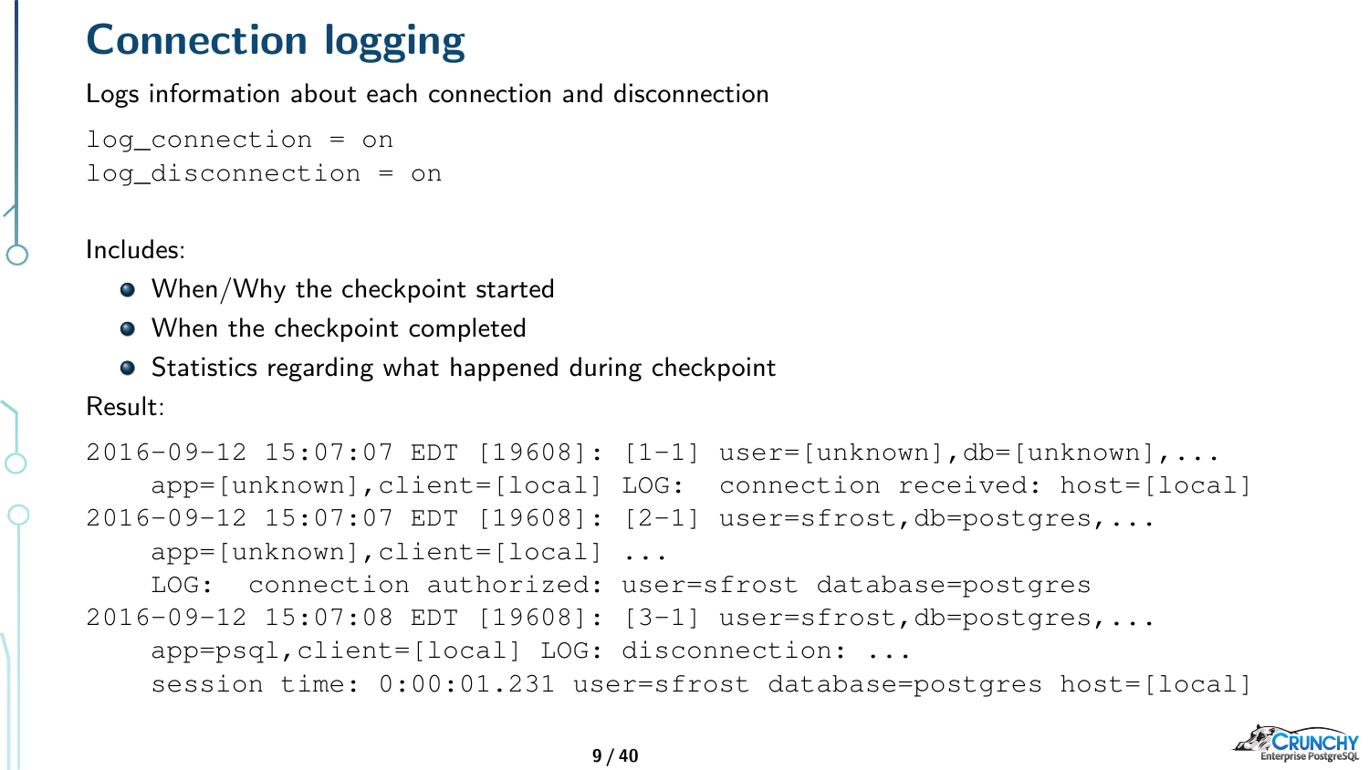# Connection logging

Logs information about each connection and disconnection

```
log_connection = on
log_disconnection = on
```

Includes:

- When/Why the checkpoint started
- When the checkpoint completed
- Statistics regarding what happened during checkpoint

Result:

```
2016-09-12 15:07:07 EDT [19608]: [1-1] user=[unknown],db=[unknown],...
    app=[unknown],client=[local] LOG:  connection received: host=[local]
2016-09-12 15:07:07 EDT [19608]: [2-1] user=sfrost,db=postgres,...
    app=[unknown],client=[local] ...
    LOG:  connection authorized: user=sfrost database=postgres
2016-09-12 15:07:08 EDT [19608]: [3-1] user=sfrost,db=postgres,...
    app=psql,client=[local] LOG: disconnection: ...
    session time: 0:00:01.231 user=sfrost database=postgres host=[local]
```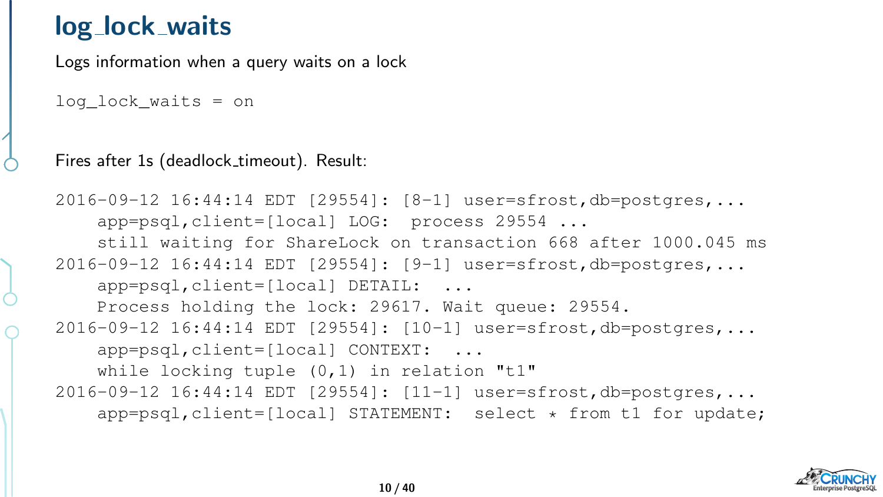# log_lock_waits

Logs information when a query waits on a lock

```
log_lock_waits = on
```

Fires after 1s (deadlock_timeout). Result:

```
2016-09-12 16:44:14 EDT [29554]: [8-1] user=sfrost,db=postgres,...
    app=psql,client=[local] LOG:  process 29554 ...
    still waiting for ShareLock on transaction 668 after 1000.045 ms
2016-09-12 16:44:14 EDT [29554]: [9-1] user=sfrost,db=postgres,...
    app=psql,client=[local] DETAIL:  ...
    Process holding the lock: 29617. Wait queue: 29554.
2016-09-12 16:44:14 EDT [29554]: [10-1] user=sfrost,db=postgres,...
    app=psql,client=[local] CONTEXT:  ...
    while locking tuple (0,1) in relation "t1"
2016-09-12 16:44:14 EDT [29554]: [11-1] user=sfrost,db=postgres,...
    app=psql,client=[local] STATEMENT:  select * from t1 for update;
```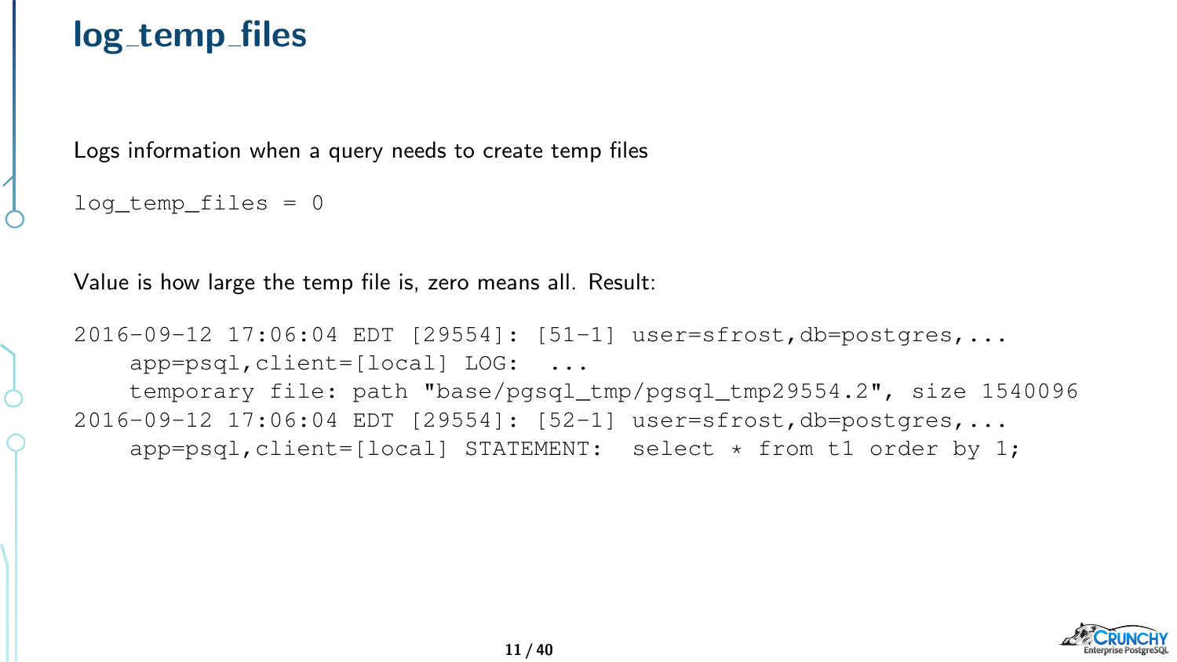# log_temp_files

Logs information when a query needs to create temp files

```
log_temp_files = 0
```

Value is how large the temp file is, zero means all. Result:

```
2016-09-12 17:06:04 EDT [29554]: [51-1] user=sfrost,db=postgres,...
    app=psql,client=[local] LOG:  ...
    temporary file: path "base/pgsql_tmp/pgsql_tmp29554.2", size 1540096
2016-09-12 17:06:04 EDT [29554]: [52-1] user=sfrost,db=postgres,...
    app=psql,client=[local] STATEMENT:  select * from t1 order by 1;
```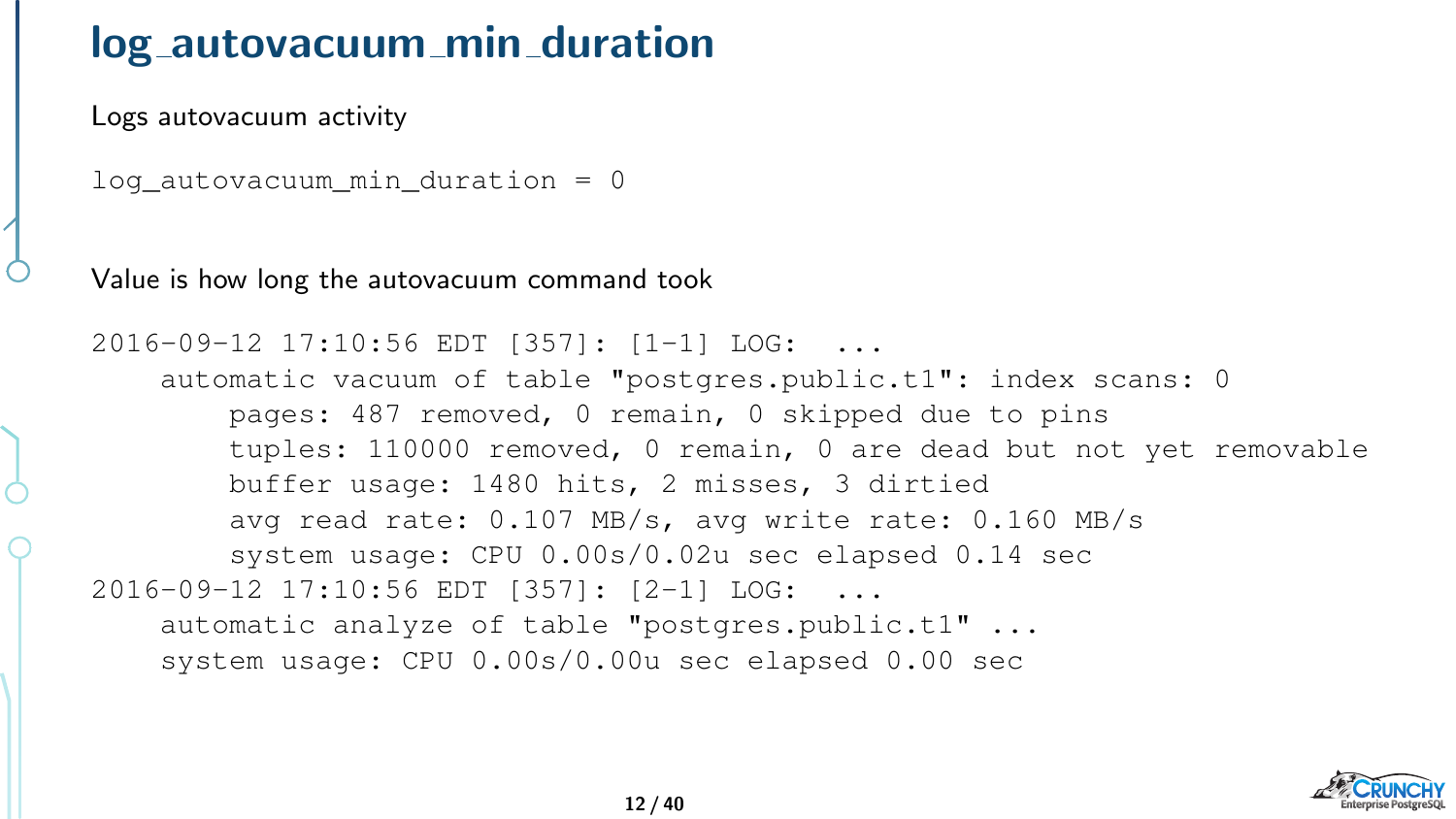# log_autovacuum_min_duration

Logs autovacuum activity

```
log_autovacuum_min_duration = 0
```

Value is how long the autovacuum command took

```
2016-09-12 17:10:56 EDT [357]: [1-1] LOG:  ...
    automatic vacuum of table "postgres.public.t1": index scans: 0
        pages: 487 removed, 0 remain, 0 skipped due to pins
        tuples: 110000 removed, 0 remain, 0 are dead but not yet removable
        buffer usage: 1480 hits, 2 misses, 3 dirtied
        avg read rate: 0.107 MB/s, avg write rate: 0.160 MB/s
        system usage: CPU 0.00s/0.02u sec elapsed 0.14 sec
2016-09-12 17:10:56 EDT [357]: [2-1] LOG:  ...
    automatic analyze of table "postgres.public.t1" ...
    system usage: CPU 0.00s/0.00u sec elapsed 0.00 sec
```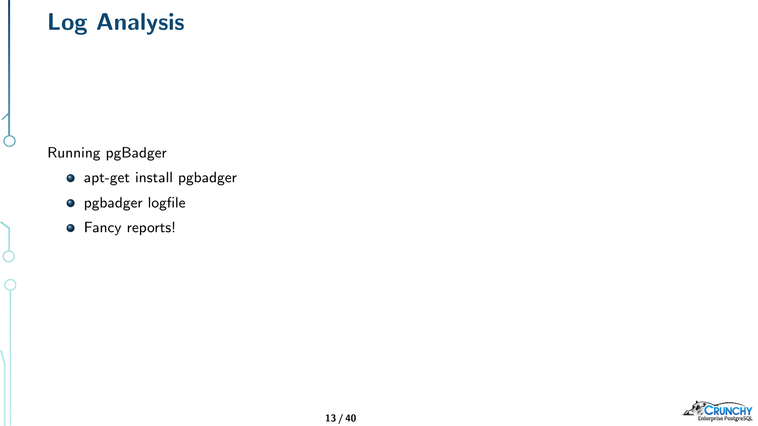# Log Analysis

Running pgBadger

- apt-get install pgbadger
- pgbadger logfile
- Fancy reports!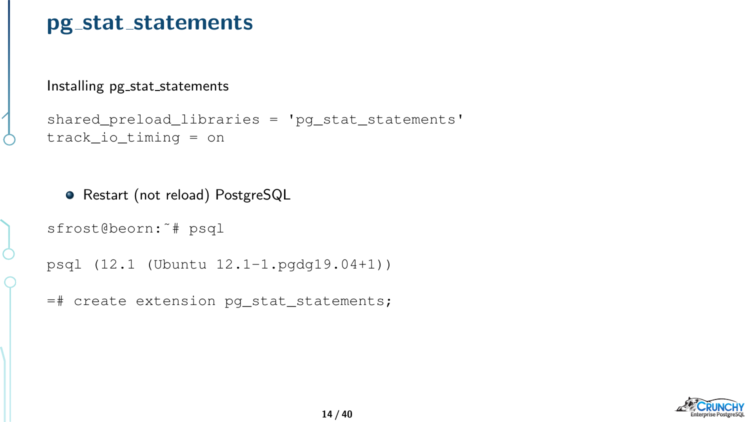# pg_stat_statements

Installing pg_stat_statements

```
shared_preload_libraries = 'pg_stat_statements'
track_io_timing = on
```

- Restart (not reload) PostgreSQL

```
sfrost@beorn:~# psql

psql (12.1 (Ubuntu 12.1-1.pgdg19.04+1))

=# create extension pg_stat_statements;
```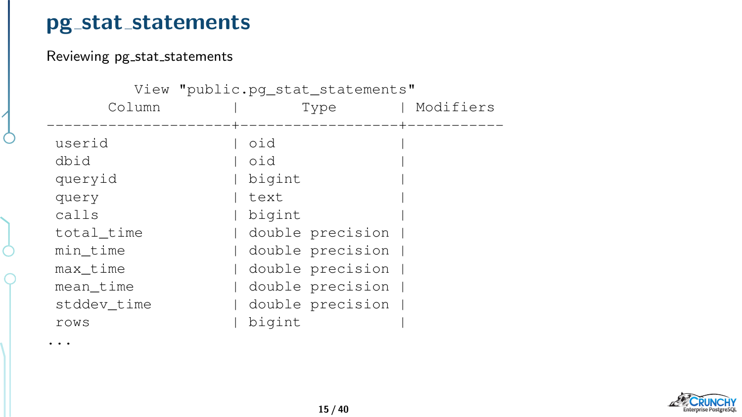# pg_stat_statements

Reviewing pg_stat_statements

```
          View "public.pg_stat_statements"
       Column        |       Type       | Modifiers
---------------------+------------------+-----------
 userid              | oid              |
 dbid                | oid              |
 queryid             | bigint           |
 query               | text             |
 calls               | bigint           |
 total_time          | double precision |
 min_time            | double precision |
 max_time            | double precision |
 mean_time           | double precision |
 stddev_time         | double precision |
 rows                | bigint           |
...
```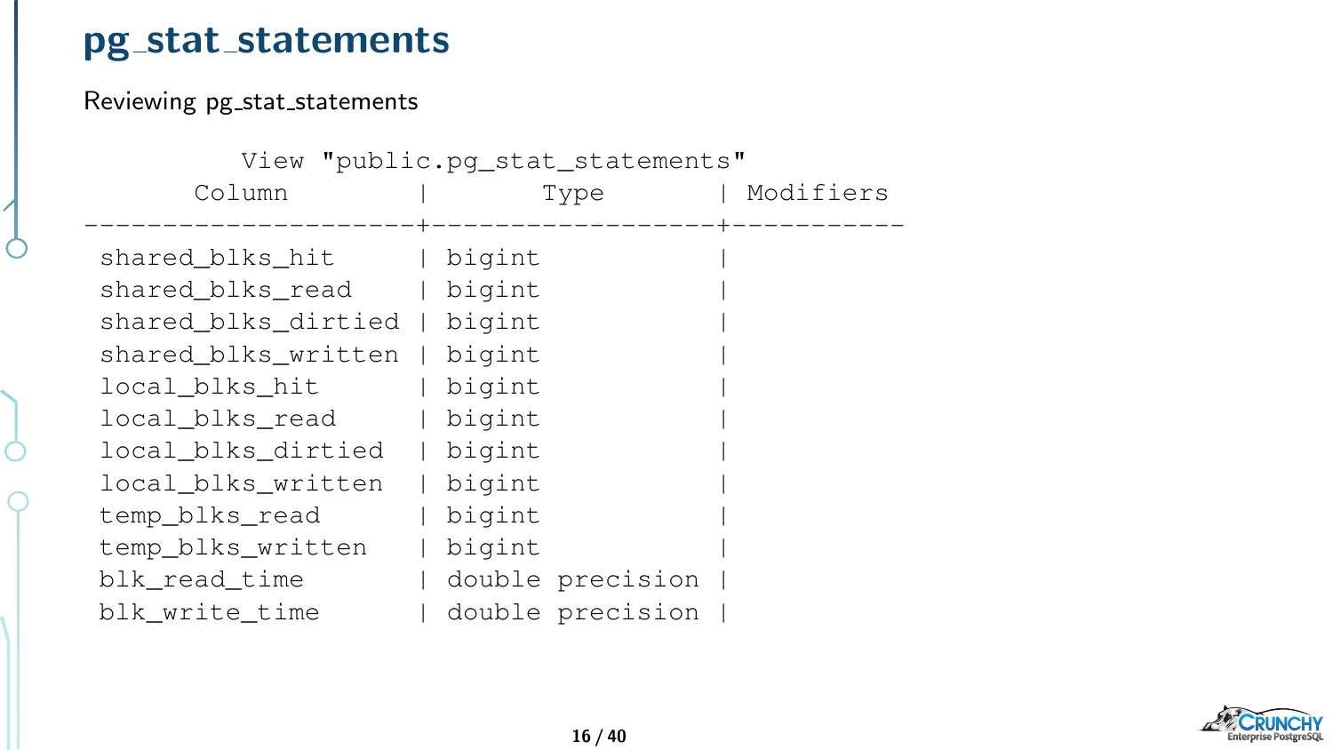# pg_stat_statements

Reviewing pg_stat_statements

```
          View "public.pg_stat_statements"
       Column        |       Type       | Modifiers
---------------------+------------------+-----------
 shared_blks_hit     | bigint           |
 shared_blks_read    | bigint           |
 shared_blks_dirtied | bigint           |
 shared_blks_written | bigint           |
 local_blks_hit      | bigint           |
 local_blks_read     | bigint           |
 local_blks_dirtied  | bigint           |
 local_blks_written  | bigint           |
 temp_blks_read      | bigint           |
 temp_blks_written   | bigint           |
 blk_read_time       | double precision |
 blk_write_time      | double precision |
```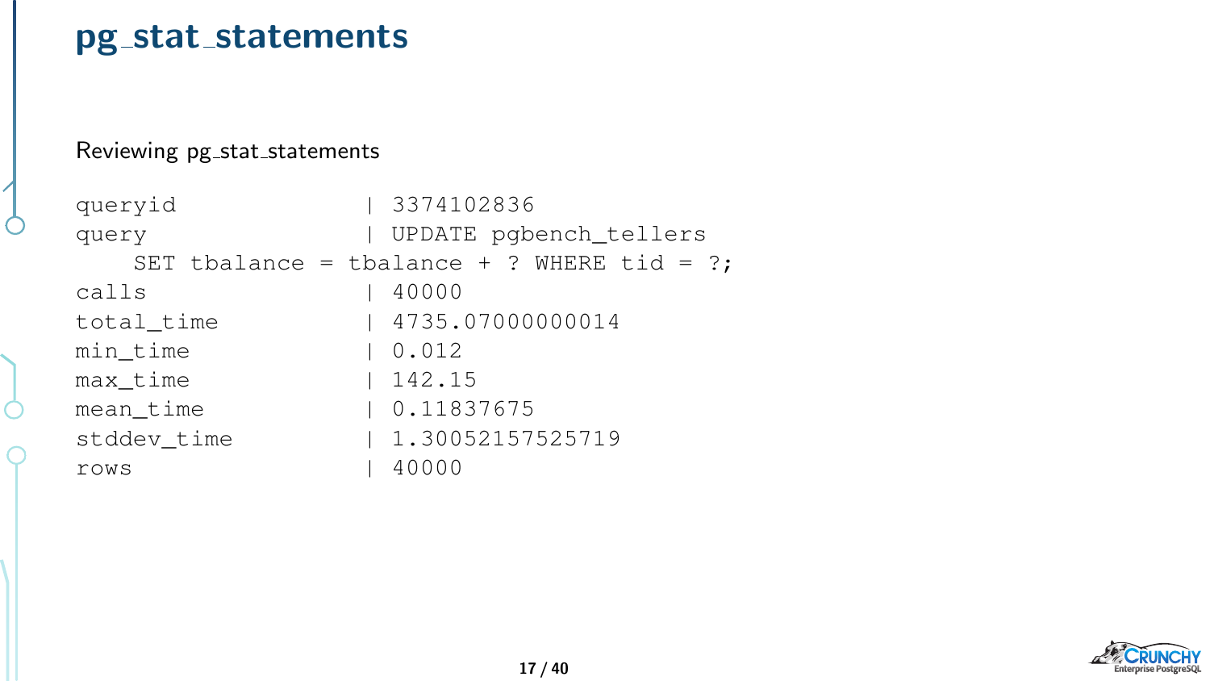# pg_stat_statements

Reviewing pg_stat_statements

```
queryid              | 3374102836
query                | UPDATE pgbench_tellers
    SET tbalance = tbalance + ? WHERE tid = ?;
calls                | 40000
total_time           | 4735.07000000014
min_time             | 0.012
max_time             | 142.15
mean_time            | 0.11837675
stddev_time          | 1.30052157525719
rows                 | 40000
```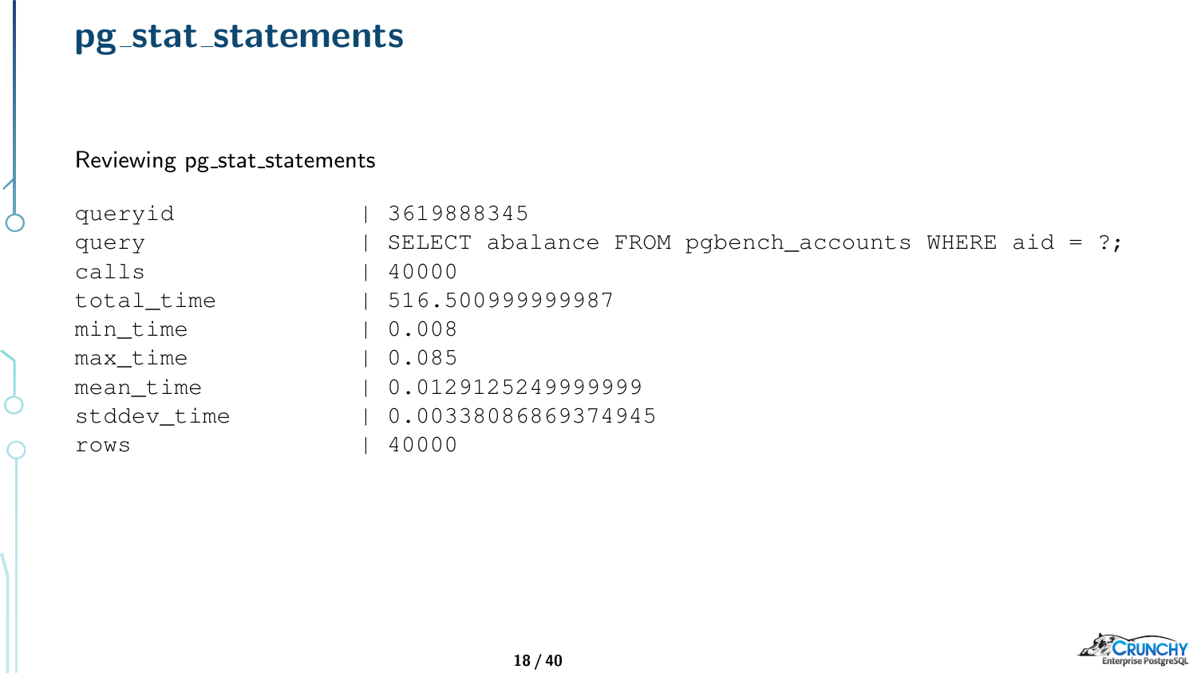# pg_stat_statements

Reviewing pg_stat_statements

```
queryid             | 3619888345
query               | SELECT abalance FROM pgbench_accounts WHERE aid = ?;
calls               | 40000
total_time          | 516.500999999987
min_time            | 0.008
max_time            | 0.085
mean_time           | 0.0129125249999999
stddev_time         | 0.00338086869374945
rows                | 40000
```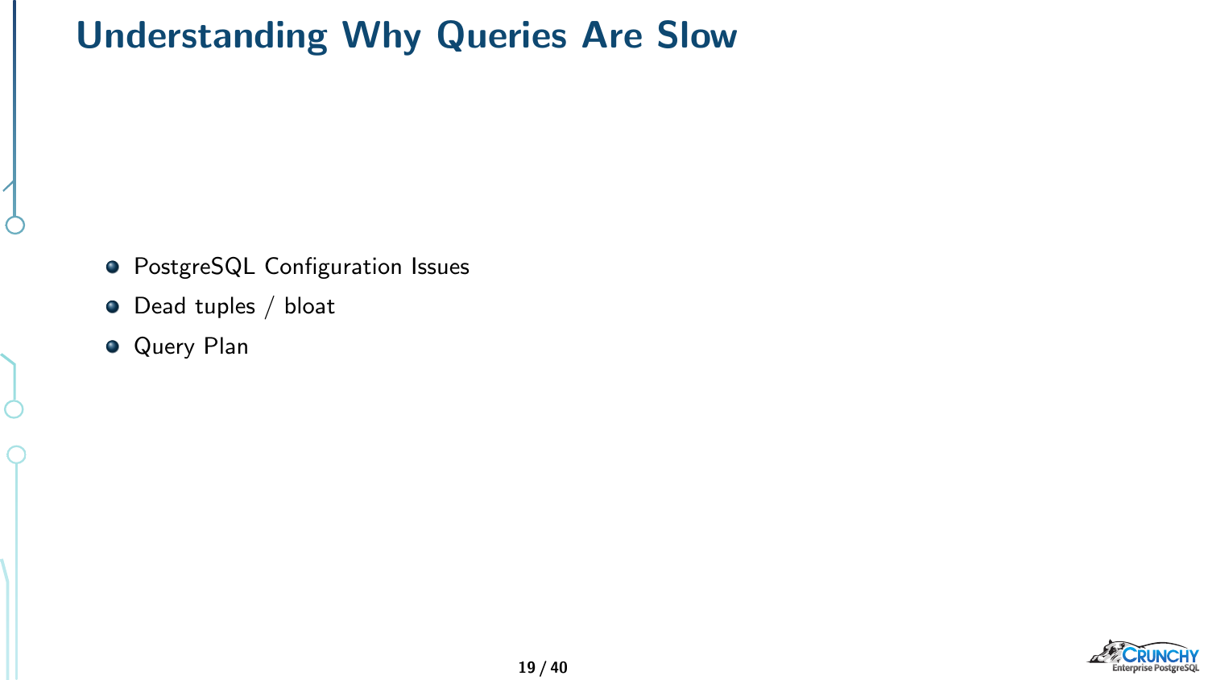# Understanding Why Queries Are Slow

- PostgreSQL Configuration Issues
- Dead tuples / bloat
- Query Plan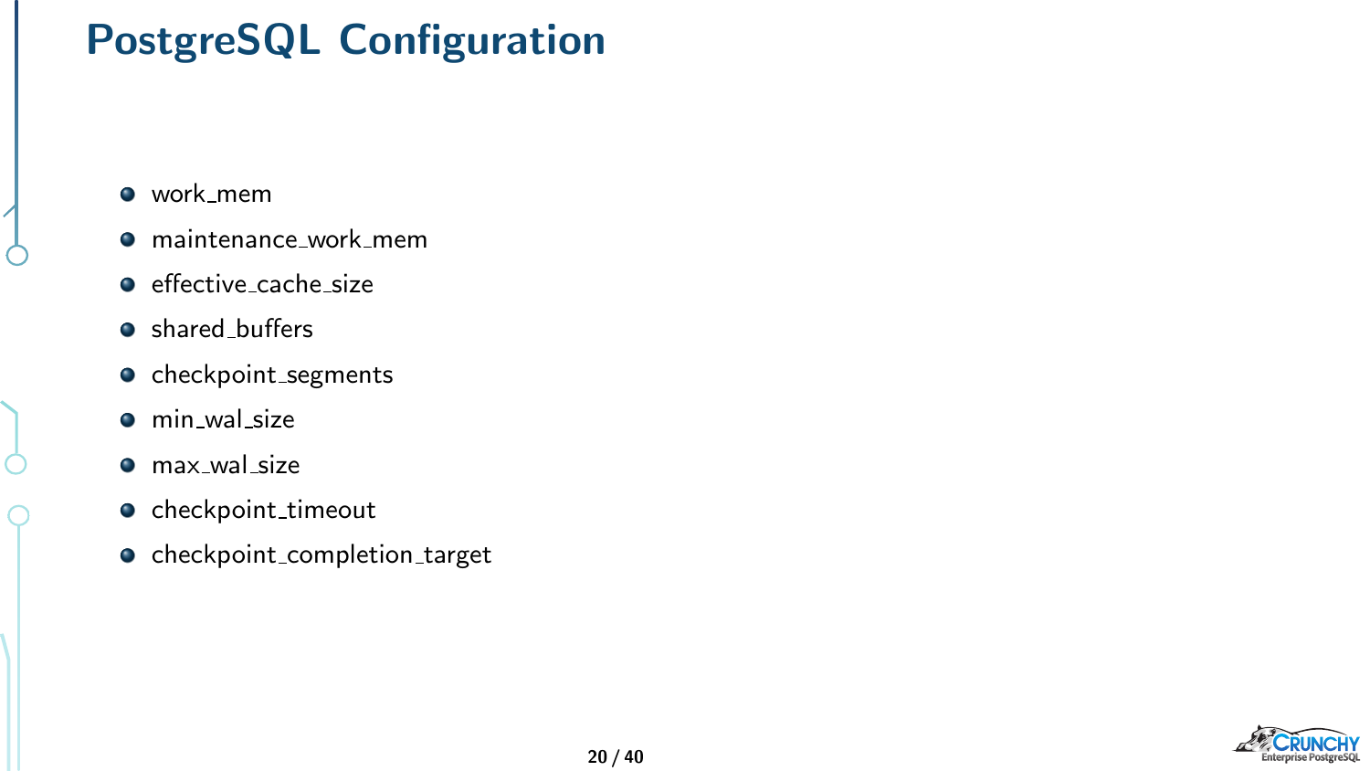# PostgreSQL Configuration

- work_mem
- maintenance_work_mem
- effective_cache_size
- shared_buffers
- checkpoint_segments
- min_wal_size
- max_wal_size
- checkpoint_timeout
- checkpoint_completion_target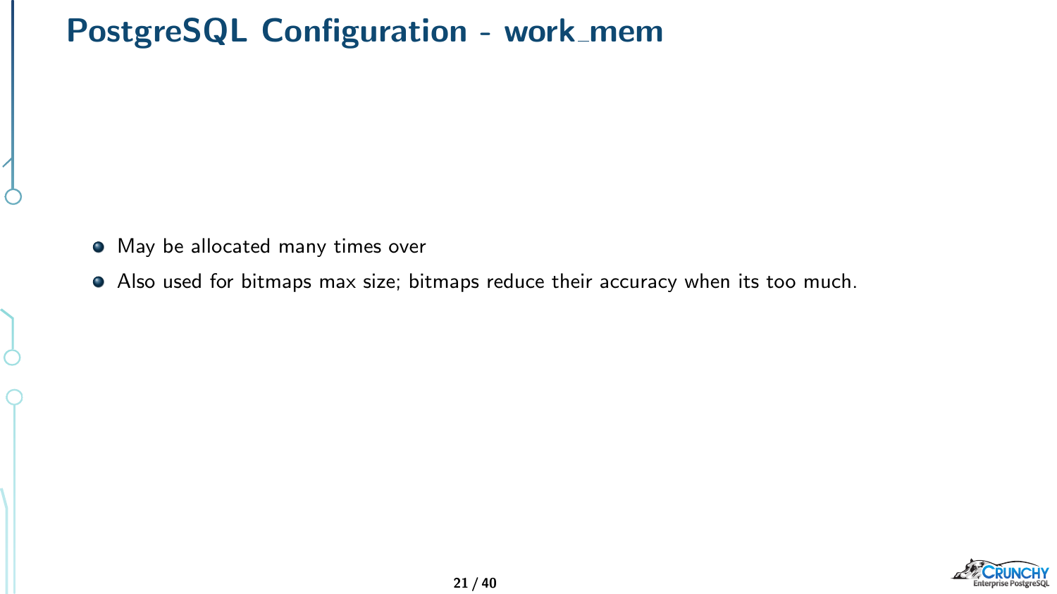# PostgreSQL Configuration - work_mem

- May be allocated many times over
- Also used for bitmaps max size; bitmaps reduce their accuracy when its too much.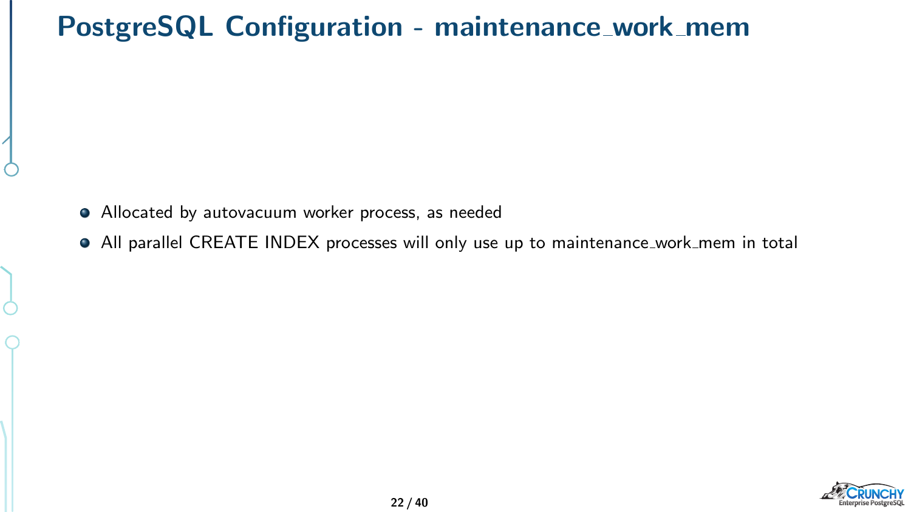# PostgreSQL Configuration - maintenance_work_mem

- Allocated by autovacuum worker process, as needed
- All parallel CREATE INDEX processes will only use up to maintenance_work_mem in total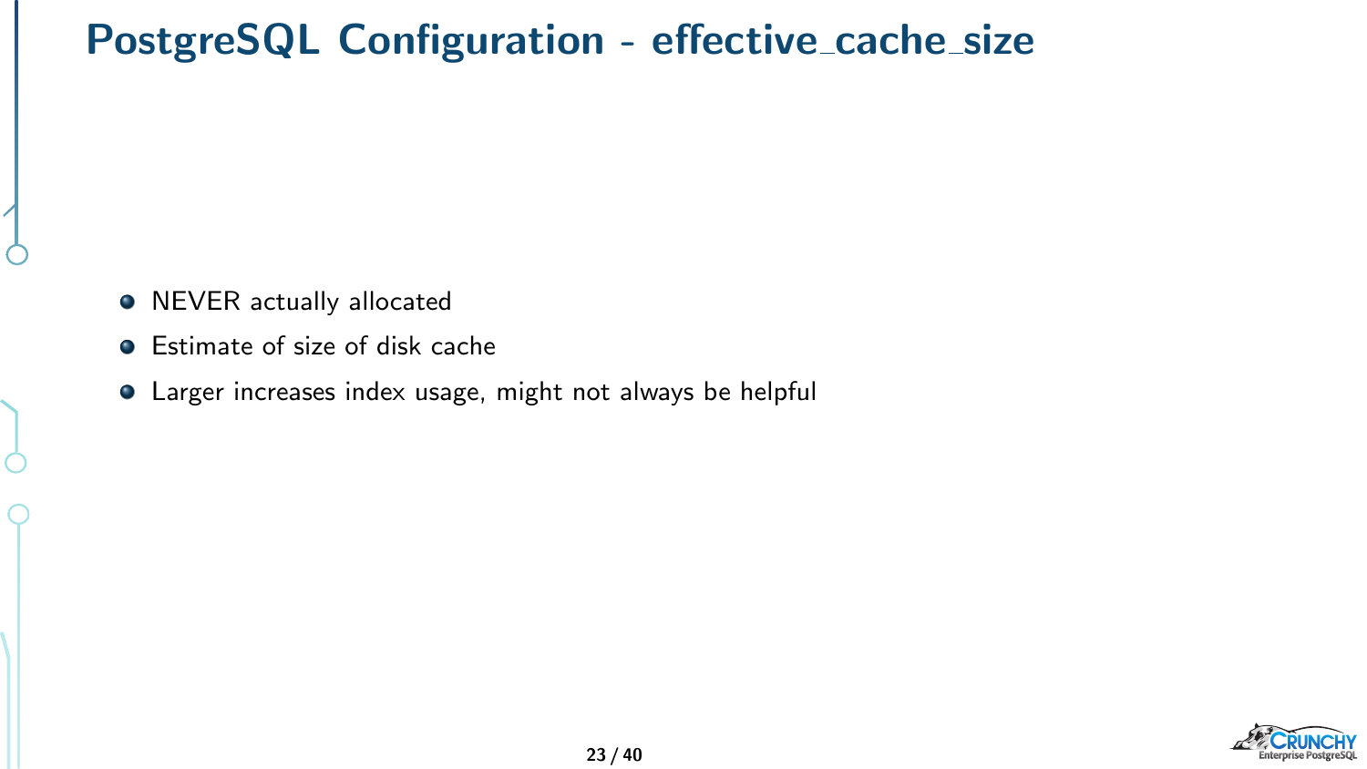# PostgreSQL Configuration - effective_cache_size

- NEVER actually allocated
- Estimate of size of disk cache
- Larger increases index usage, might not always be helpful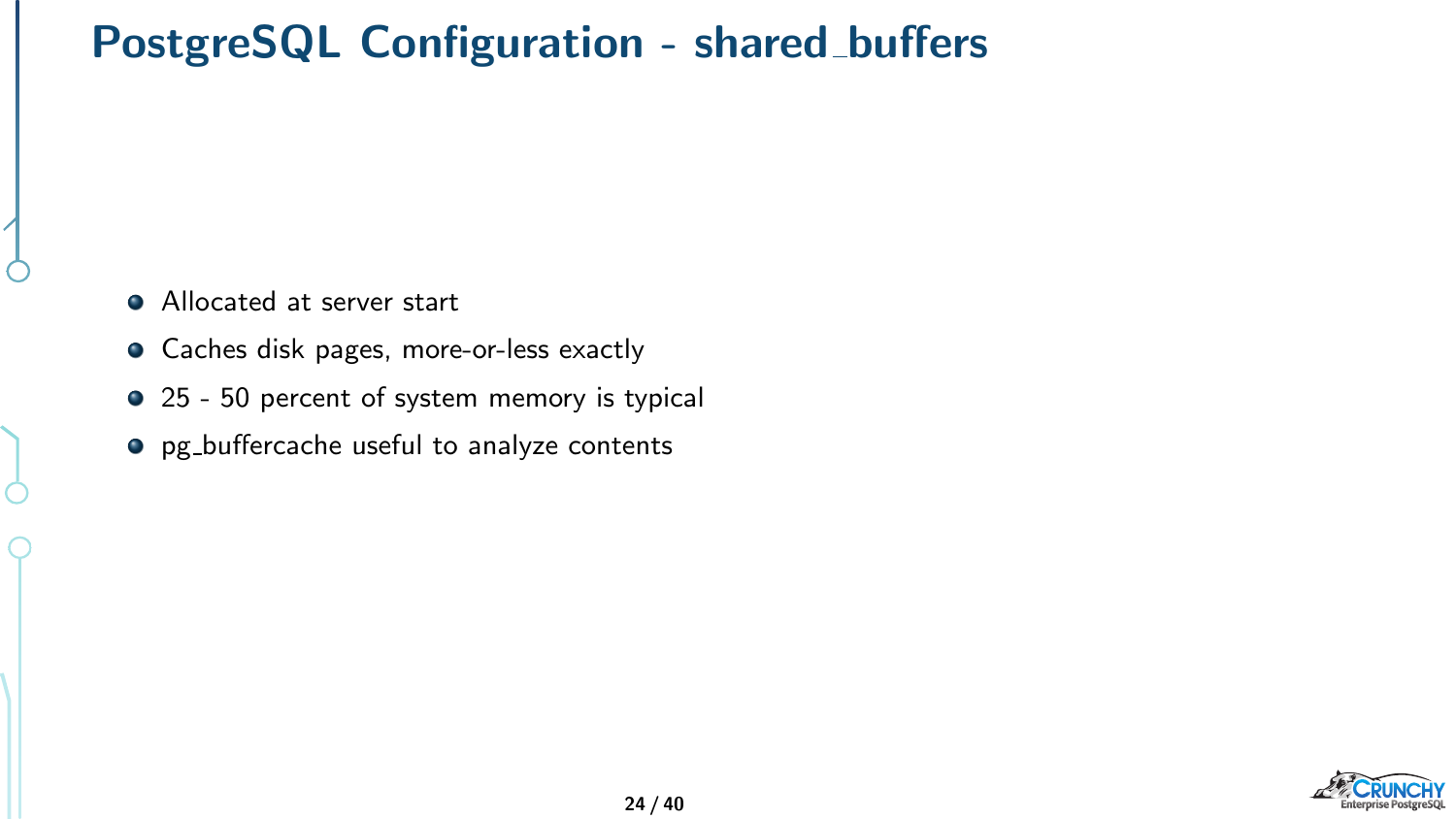# PostgreSQL Configuration - shared_buffers

- Allocated at server start
- Caches disk pages, more-or-less exactly
- 25 - 50 percent of system memory is typical
- pg_buffercache useful to analyze contents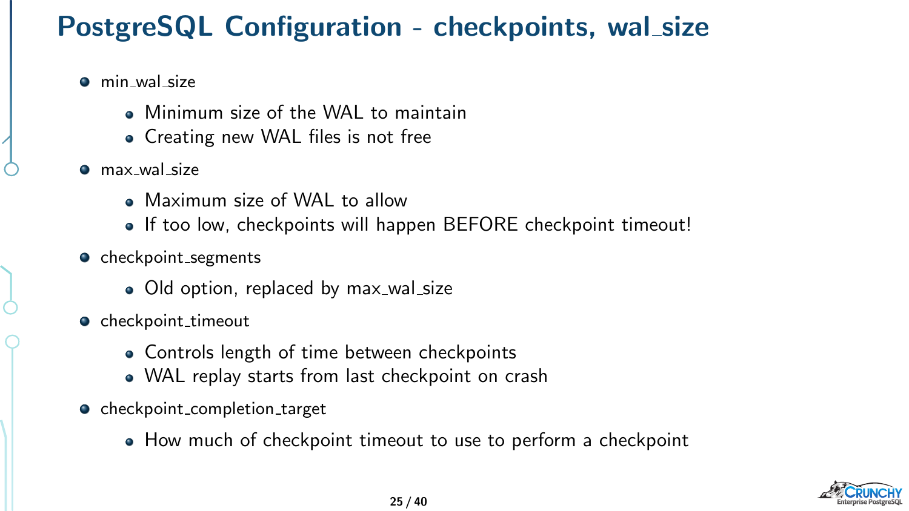# PostgreSQL Configuration - checkpoints, wal_size

- min_wal_size
  - Minimum size of the WAL to maintain
  - Creating new WAL files is not free
- max_wal_size
  - Maximum size of WAL to allow
  - If too low, checkpoints will happen BEFORE checkpoint timeout!
- checkpoint_segments
  - Old option, replaced by max_wal_size
- checkpoint_timeout
  - Controls length of time between checkpoints
  - WAL replay starts from last checkpoint on crash
- checkpoint_completion_target
  - How much of checkpoint timeout to use to perform a checkpoint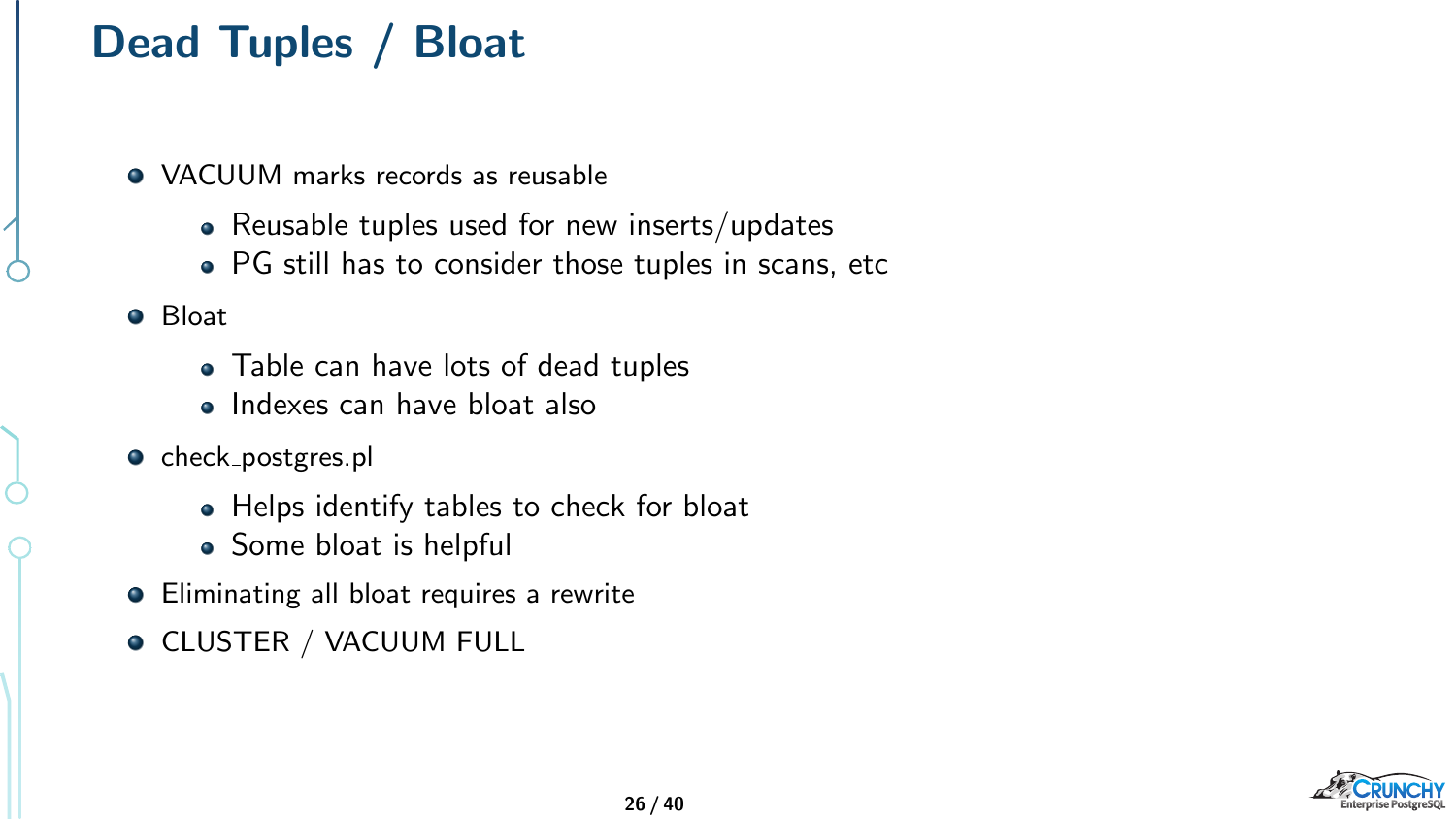# Dead Tuples / Bloat

- VACUUM marks records as reusable
  - Reusable tuples used for new inserts/updates
  - PG still has to consider those tuples in scans, etc
- Bloat
  - Table can have lots of dead tuples
  - Indexes can have bloat also
- check_postgres.pl
  - Helps identify tables to check for bloat
  - Some bloat is helpful
- Eliminating all bloat requires a rewrite
- CLUSTER / VACUUM FULL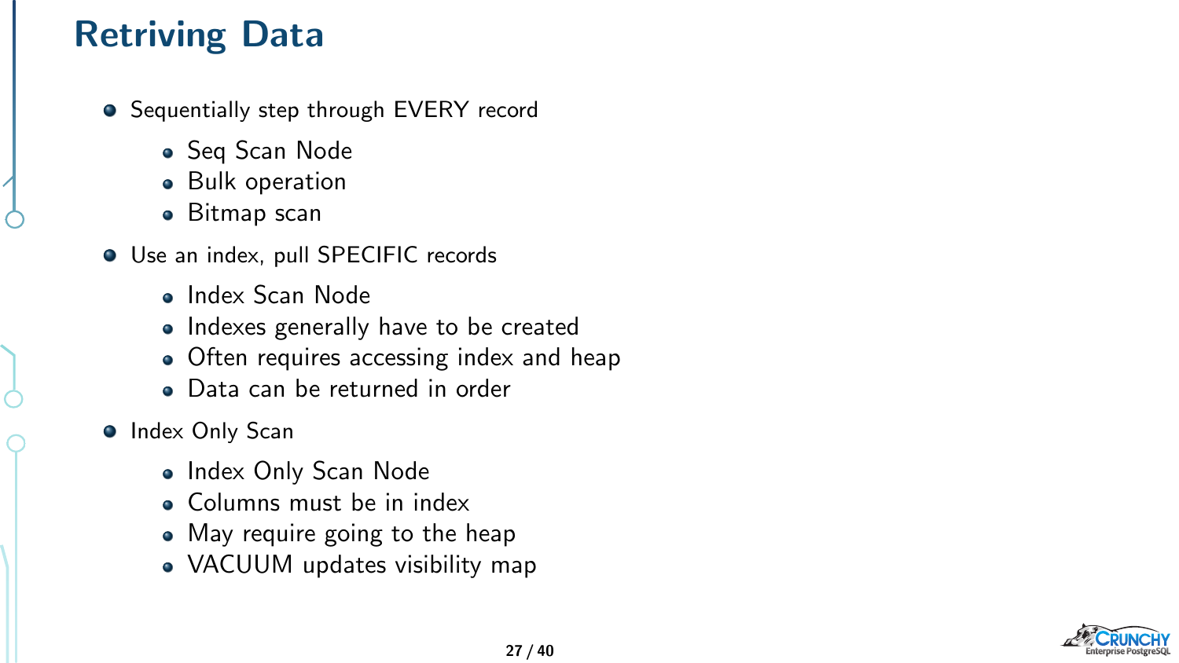# Retriving Data

- Sequentially step through EVERY record
  - Seq Scan Node
  - Bulk operation
  - Bitmap scan
- Use an index, pull SPECIFIC records
  - Index Scan Node
  - Indexes generally have to be created
  - Often requires accessing index and heap
  - Data can be returned in order
- Index Only Scan
  - Index Only Scan Node
  - Columns must be in index
  - May require going to the heap
  - VACUUM updates visibility map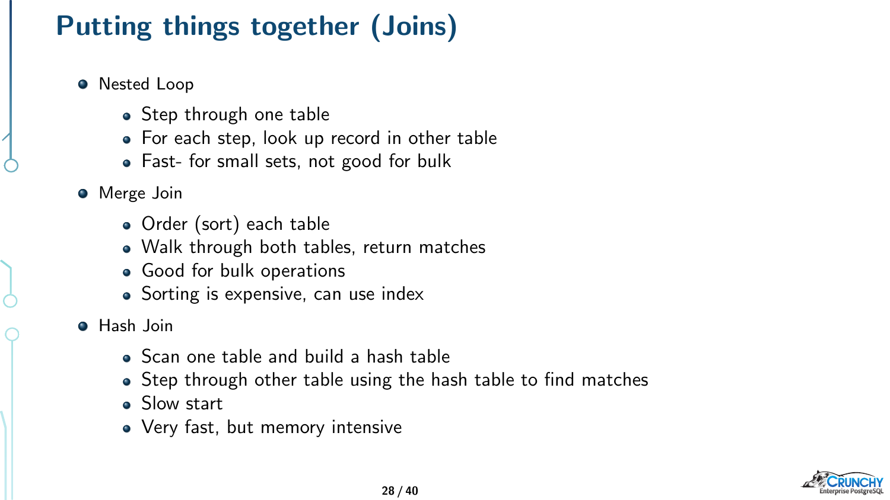# Putting things together (Joins)

- Nested Loop
  - Step through one table
  - For each step, look up record in other table
  - Fast- for small sets, not good for bulk
- Merge Join
  - Order (sort) each table
  - Walk through both tables, return matches
  - Good for bulk operations
  - Sorting is expensive, can use index
- Hash Join
  - Scan one table and build a hash table
  - Step through other table using the hash table to find matches
  - Slow start
  - Very fast, but memory intensive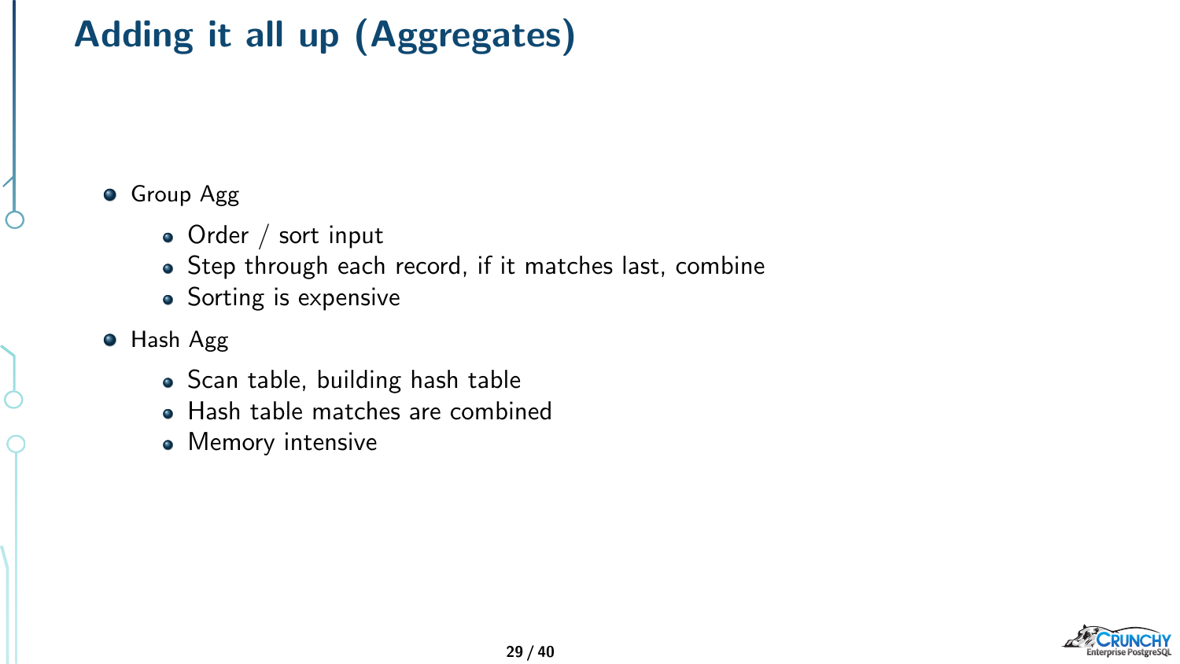# Adding it all up (Aggregates)

- Group Agg
  - Order / sort input
  - Step through each record, if it matches last, combine
  - Sorting is expensive
- Hash Agg
  - Scan table, building hash table
  - Hash table matches are combined
  - Memory intensive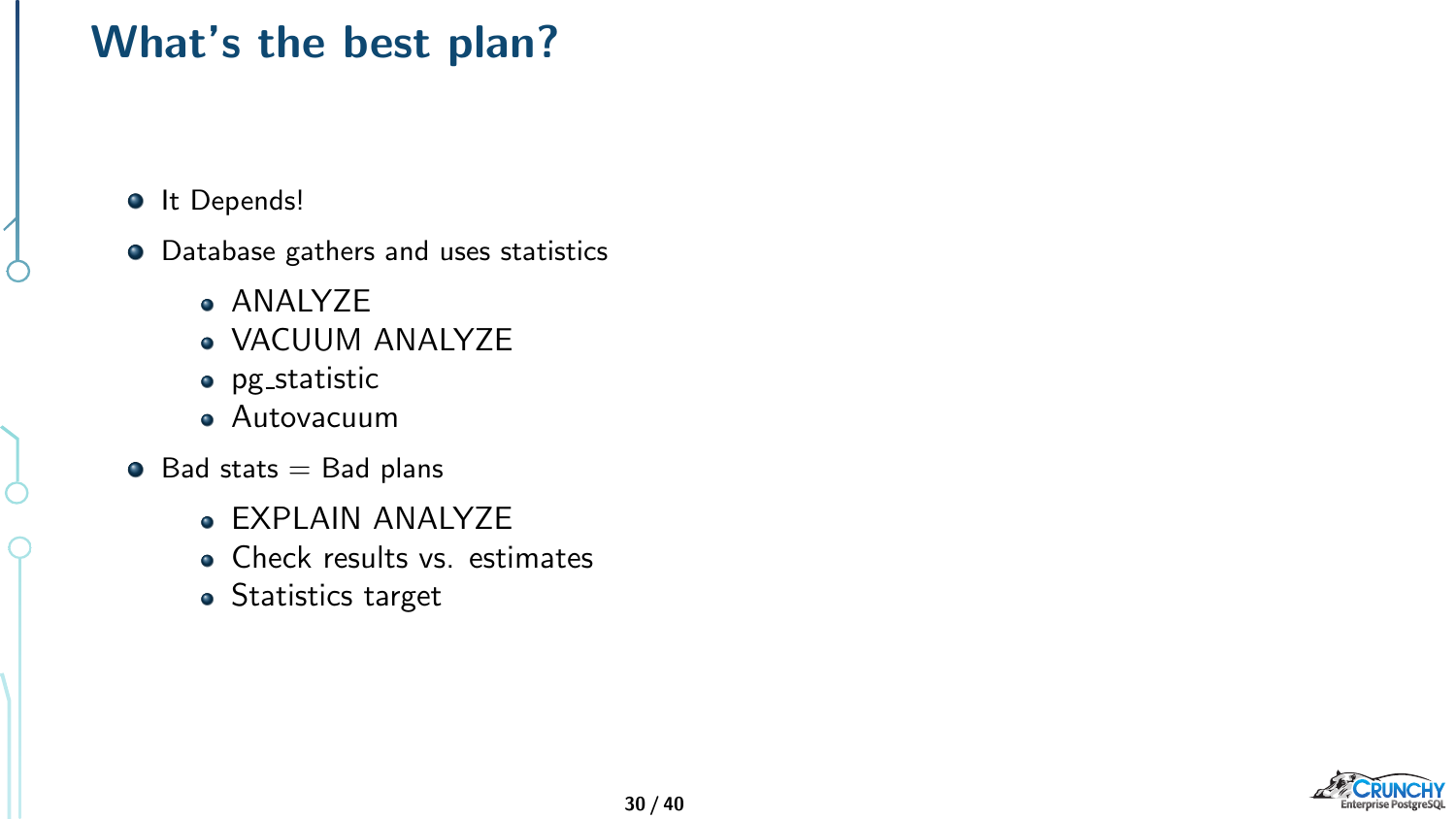# What's the best plan?

- It Depends!
- Database gathers and uses statistics
  - ANALYZE
  - VACUUM ANALYZE
  - pg_statistic
  - Autovacuum
- Bad stats = Bad plans
  - EXPLAIN ANALYZE
  - Check results vs. estimates
  - Statistics target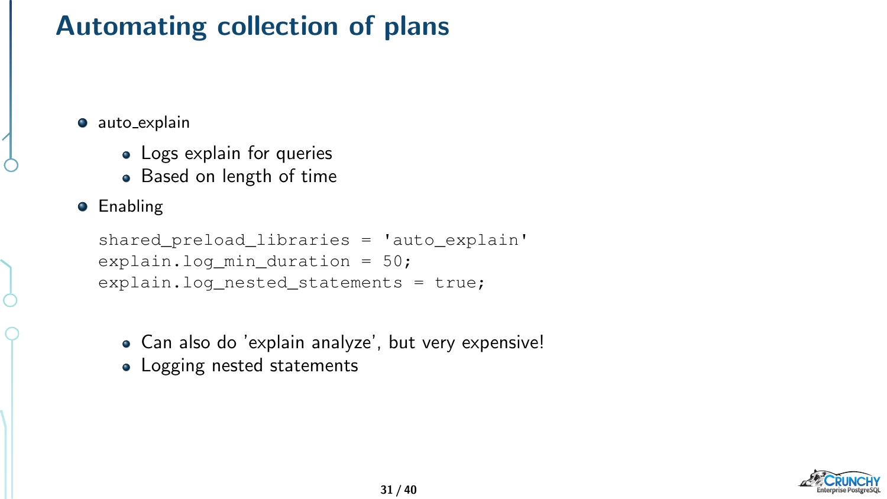# Automating collection of plans

- auto_explain
  - Logs explain for queries
  - Based on length of time
- Enabling

```
shared_preload_libraries = 'auto_explain'
explain.log_min_duration = 50;
explain.log_nested_statements = true;
```

  - Can also do 'explain analyze', but very expensive!
  - Logging nested statements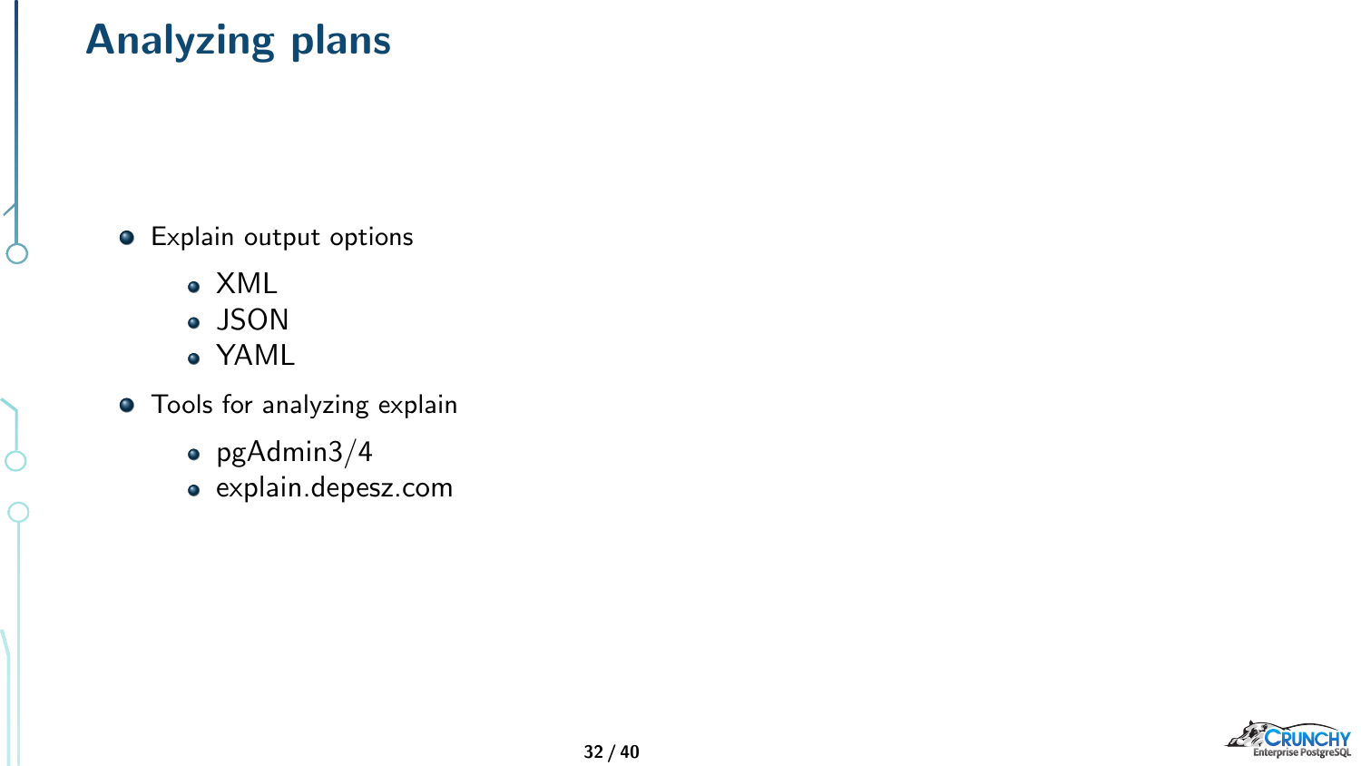# Analyzing plans

- Explain output options
  - XML
  - JSON
  - YAML
- Tools for analyzing explain
  - pgAdmin3/4
  - explain.depesz.com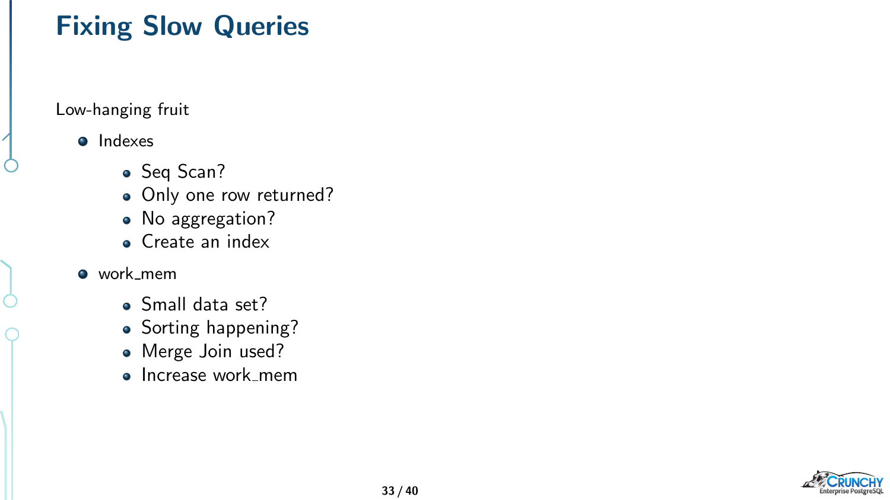# Fixing Slow Queries

Low-hanging fruit

- Indexes
  - Seq Scan?
  - Only one row returned?
  - No aggregation?
  - Create an index
- work_mem
  - Small data set?
  - Sorting happening?
  - Merge Join used?
  - Increase work_mem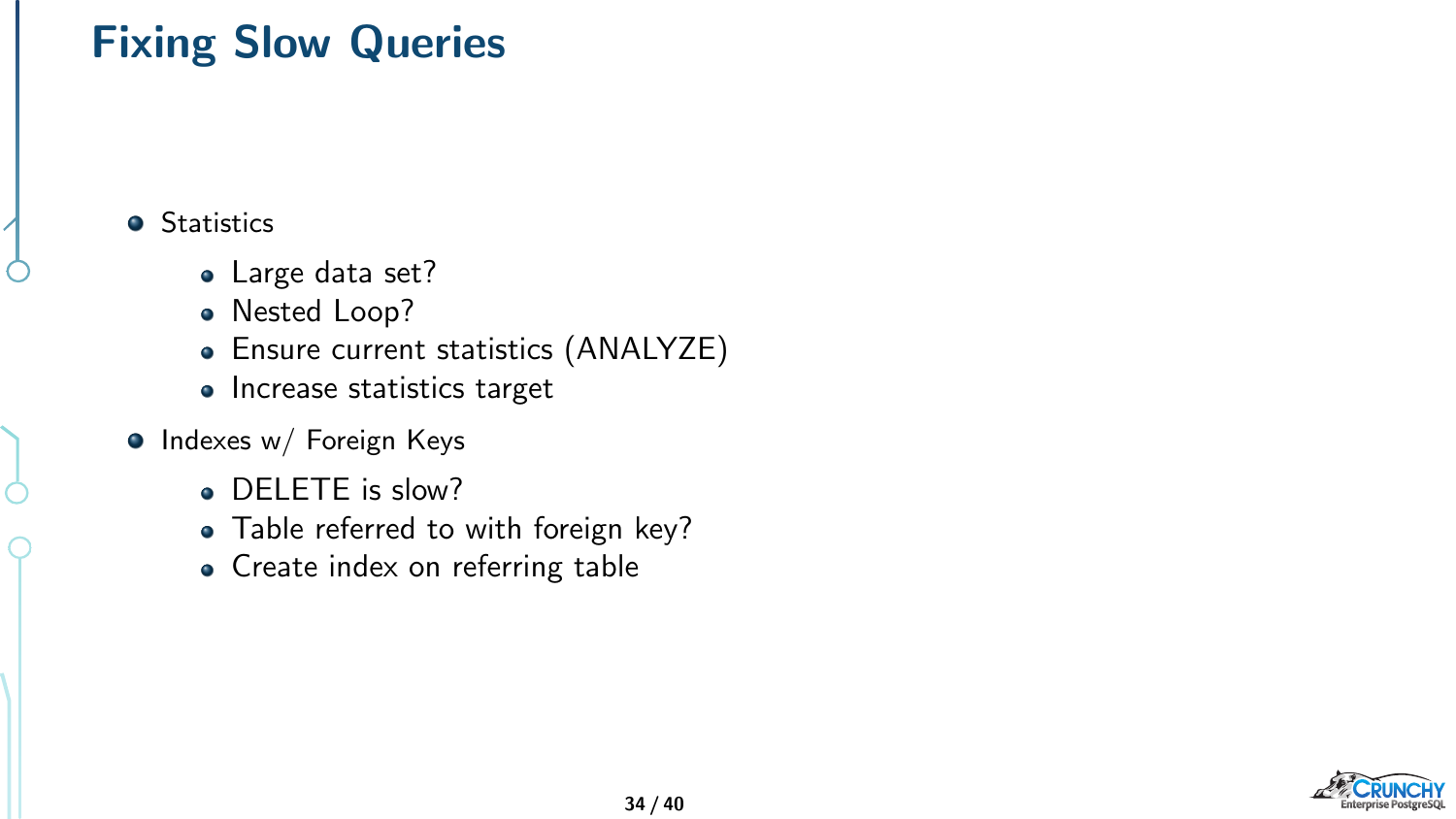# Fixing Slow Queries

- Statistics
  - Large data set?
  - Nested Loop?
  - Ensure current statistics (ANALYZE)
  - Increase statistics target
- Indexes w/ Foreign Keys
  - DELETE is slow?
  - Table referred to with foreign key?
  - Create index on referring table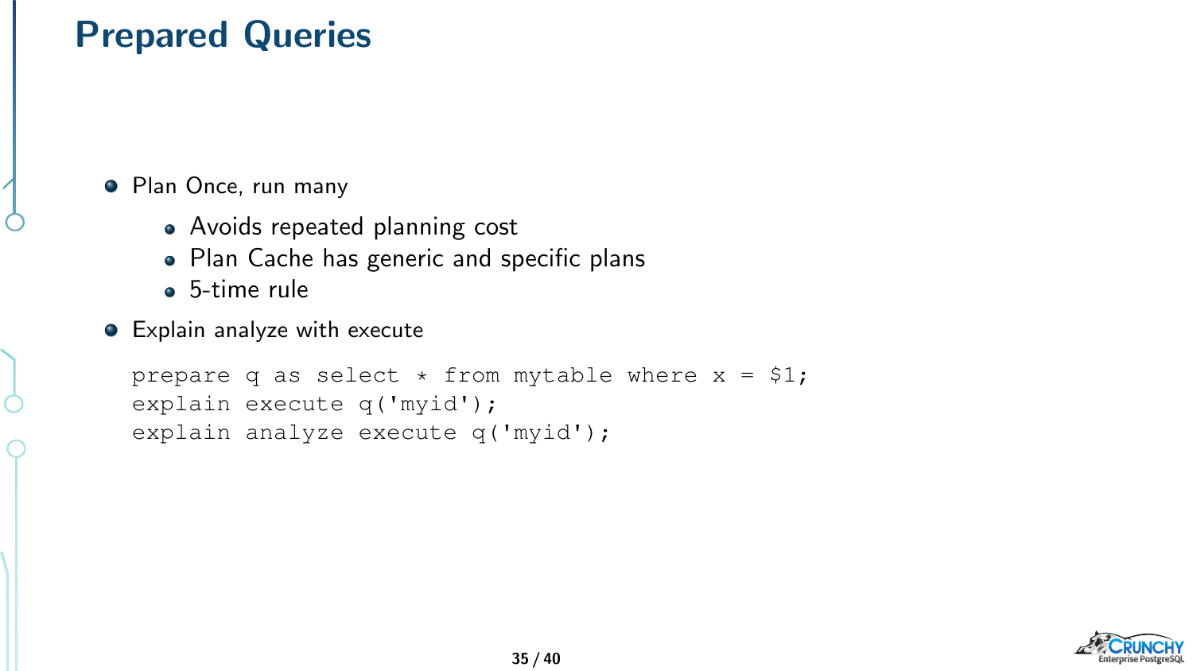# Prepared Queries

- Plan Once, run many
  - Avoids repeated planning cost
  - Plan Cache has generic and specific plans
  - 5-time rule
- Explain analyze with execute

```
prepare q as select * from mytable where x = $1;
explain execute q('myid');
explain analyze execute q('myid');
```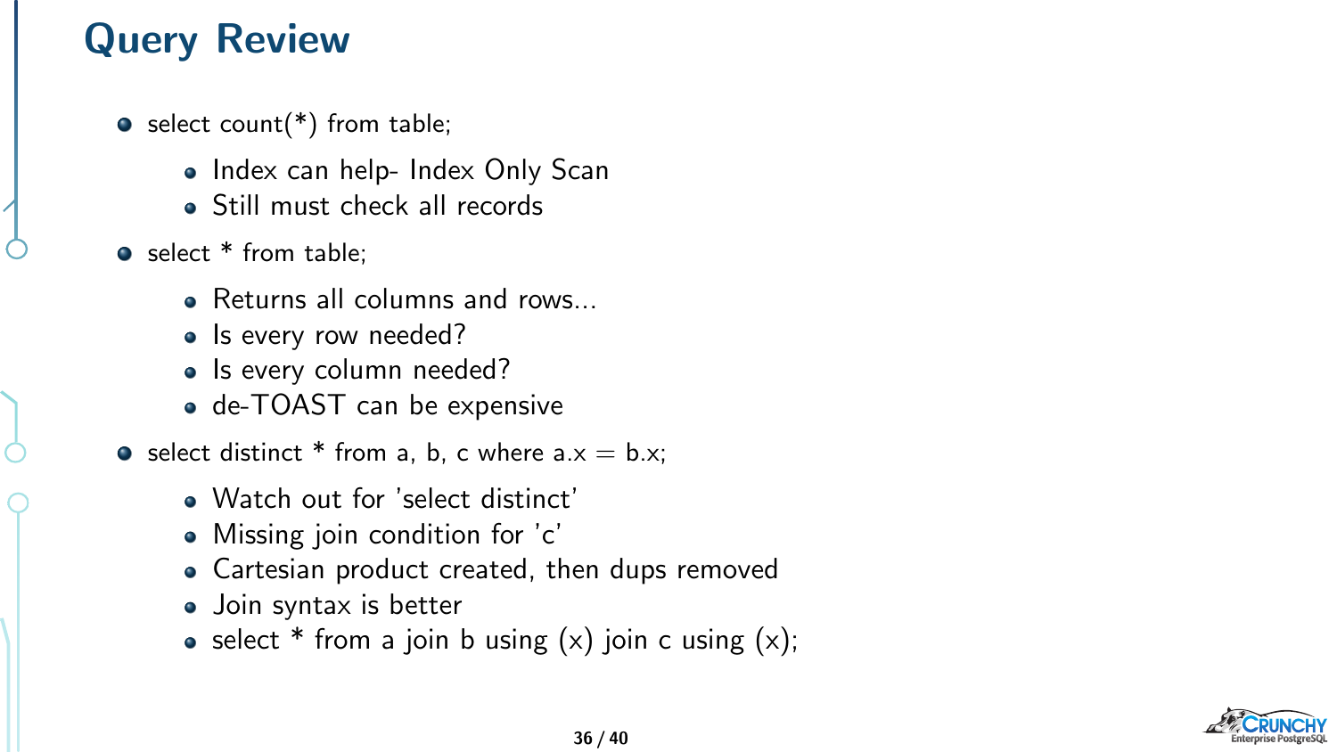# Query Review

- select count(*) from table;
  - Index can help- Index Only Scan
  - Still must check all records
- select * from table;
  - Returns all columns and rows...
  - Is every row needed?
  - Is every column needed?
  - de-TOAST can be expensive
- select distinct * from a, b, c where a.x = b.x;
  - Watch out for 'select distinct'
  - Missing join condition for 'c'
  - Cartesian product created, then dups removed
  - Join syntax is better
  - select * from a join b using (x) join c using (x);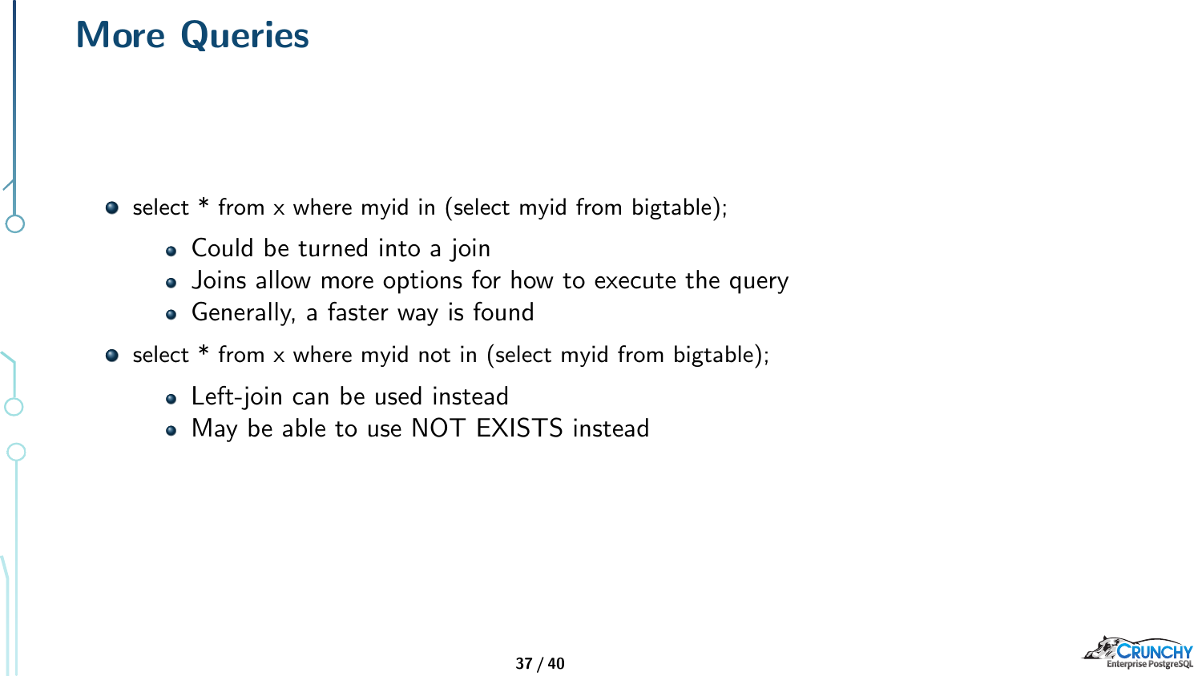# More Queries

- select * from x where myid in (select myid from bigtable);
  - Could be turned into a join
  - Joins allow more options for how to execute the query
  - Generally, a faster way is found
- select * from x where myid not in (select myid from bigtable);
  - Left-join can be used instead
  - May be able to use NOT EXISTS instead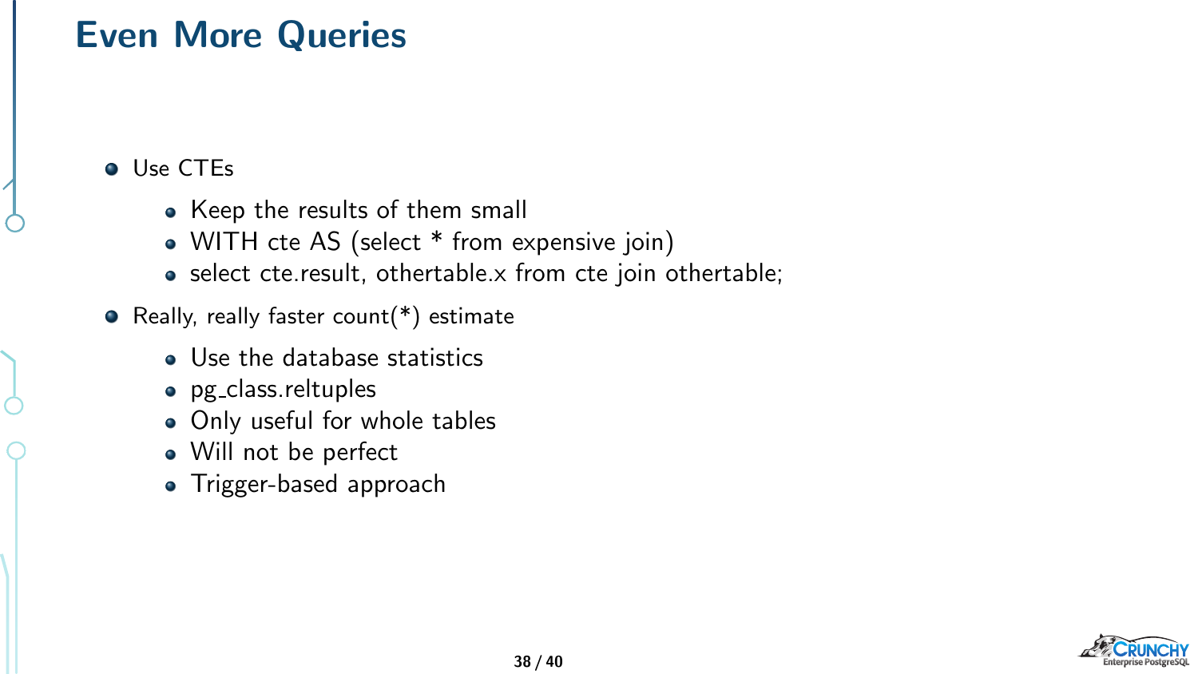# Even More Queries

- Use CTEs
  - Keep the results of them small
  - WITH cte AS (select * from expensive join)
  - select cte.result, othertable.x from cte join othertable;
- Really, really faster count(*) estimate
  - Use the database statistics
  - pg_class.reltuples
  - Only useful for whole tables
  - Will not be perfect
  - Trigger-based approach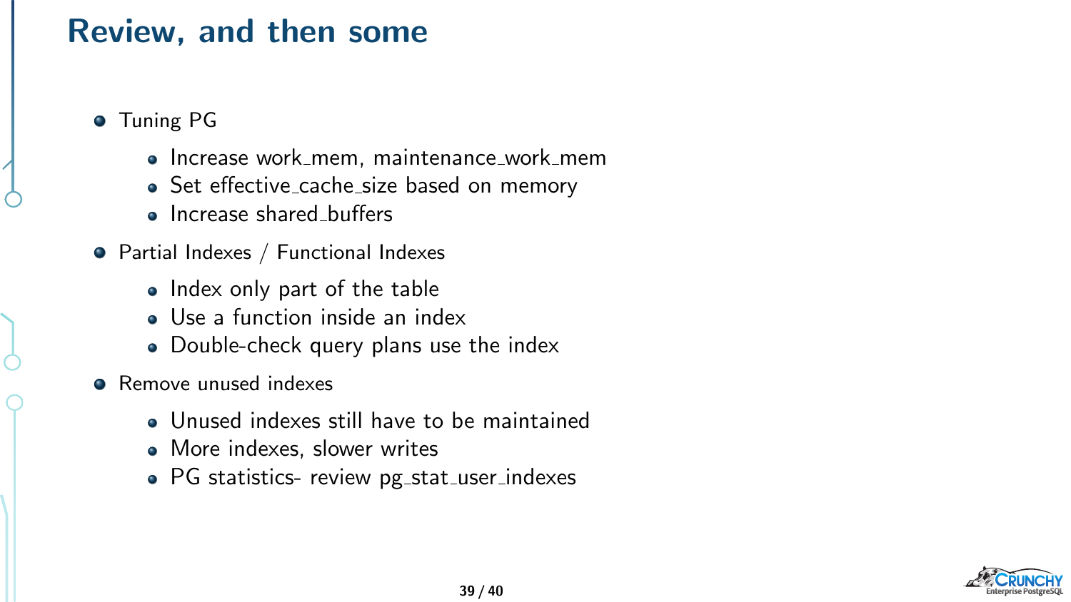# Review, and then some

- Tuning PG
  - Increase work_mem, maintenance_work_mem
  - Set effective_cache_size based on memory
  - Increase shared_buffers
- Partial Indexes / Functional Indexes
  - Index only part of the table
  - Use a function inside an index
  - Double-check query plans use the index
- Remove unused indexes
  - Unused indexes still have to be maintained
  - More indexes, slower writes
  - PG statistics- review pg_stat_user_indexes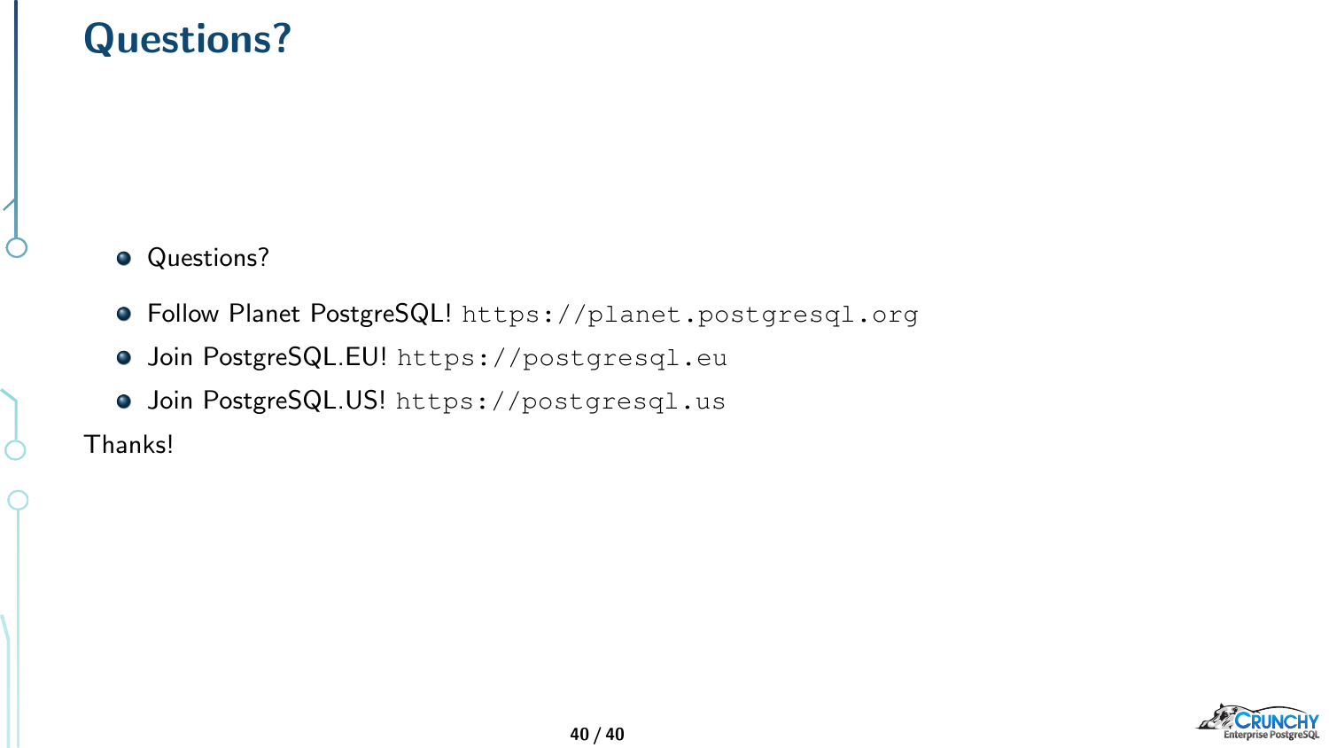# Questions?

- Questions?
- Follow Planet PostgreSQL! `https://planet.postgresql.org`
- Join PostgreSQL.EU! `https://postgresql.eu`
- Join PostgreSQL.US! `https://postgresql.us`

Thanks!